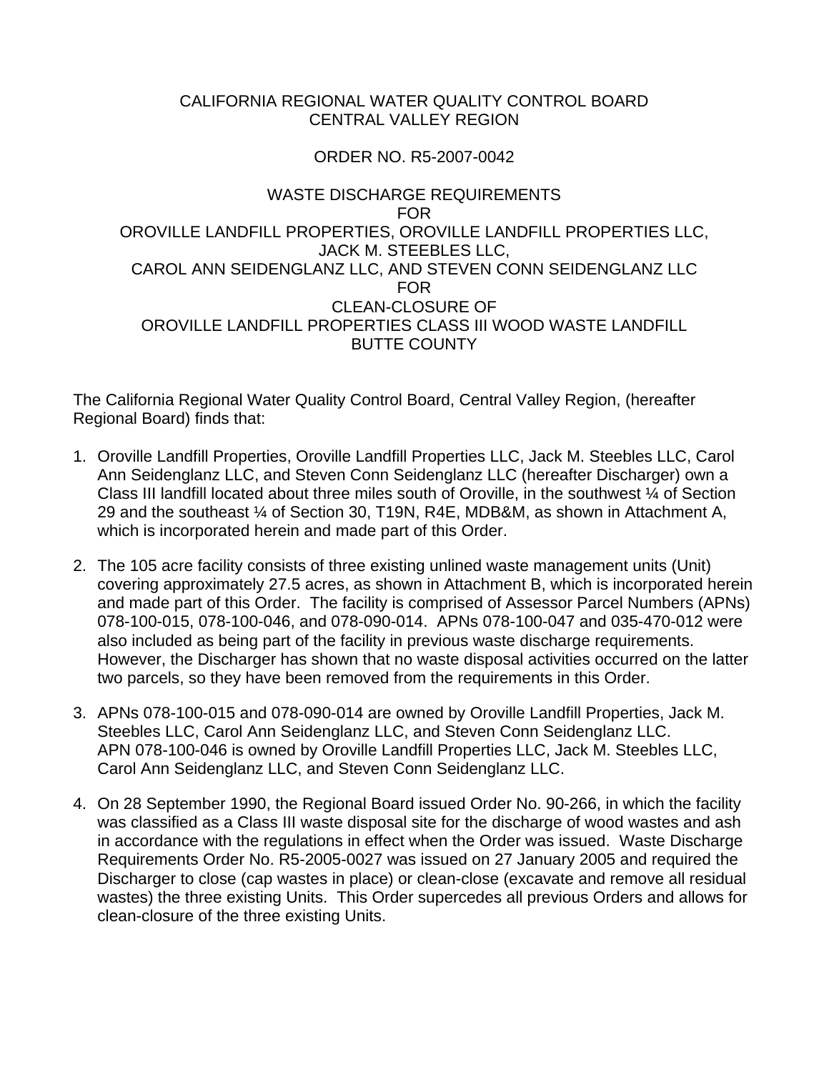CALIFORNIA REGIONAL WATER QUALITY CONTROL BOARD
CENTRAL VALLEY REGION

ORDER NO. R5-2007-0042

WASTE DISCHARGE REQUIREMENTS
FOR
OROVILLE LANDFILL PROPERTIES, OROVILLE LANDFILL PROPERTIES LLC,
JACK M. STEEBLES LLC,
CAROL ANN SEIDENGLANZ LLC, AND STEVEN CONN SEIDENGLANZ LLC
FOR
CLEAN-CLOSURE OF
OROVILLE LANDFILL PROPERTIES CLASS III WOOD WASTE LANDFILL
BUTTE COUNTY

The California Regional Water Quality Control Board, Central Valley Region, (hereafter Regional Board) finds that:

1. Oroville Landfill Properties, Oroville Landfill Properties LLC, Jack M. Steebles LLC, Carol Ann Seidenglanz LLC, and Steven Conn Seidenglanz LLC (hereafter Discharger) own a Class III landfill located about three miles south of Oroville, in the southwest ¼ of Section 29 and the southeast ¼ of Section 30, T19N, R4E, MDB&M, as shown in Attachment A, which is incorporated herein and made part of this Order.

2. The 105 acre facility consists of three existing unlined waste management units (Unit) covering approximately 27.5 acres, as shown in Attachment B, which is incorporated herein and made part of this Order. The facility is comprised of Assessor Parcel Numbers (APNs) 078-100-015, 078-100-046, and 078-090-014. APNs 078-100-047 and 035-470-012 were also included as being part of the facility in previous waste discharge requirements. However, the Discharger has shown that no waste disposal activities occurred on the latter two parcels, so they have been removed from the requirements in this Order.

3. APNs 078-100-015 and 078-090-014 are owned by Oroville Landfill Properties, Jack M. Steebles LLC, Carol Ann Seidenglanz LLC, and Steven Conn Seidenglanz LLC. APN 078-100-046 is owned by Oroville Landfill Properties LLC, Jack M. Steebles LLC, Carol Ann Seidenglanz LLC, and Steven Conn Seidenglanz LLC.

4. On 28 September 1990, the Regional Board issued Order No. 90-266, in which the facility was classified as a Class III waste disposal site for the discharge of wood wastes and ash in accordance with the regulations in effect when the Order was issued. Waste Discharge Requirements Order No. R5-2005-0027 was issued on 27 January 2005 and required the Discharger to close (cap wastes in place) or clean-close (excavate and remove all residual wastes) the three existing Units. This Order supercedes all previous Orders and allows for clean-closure of the three existing Units.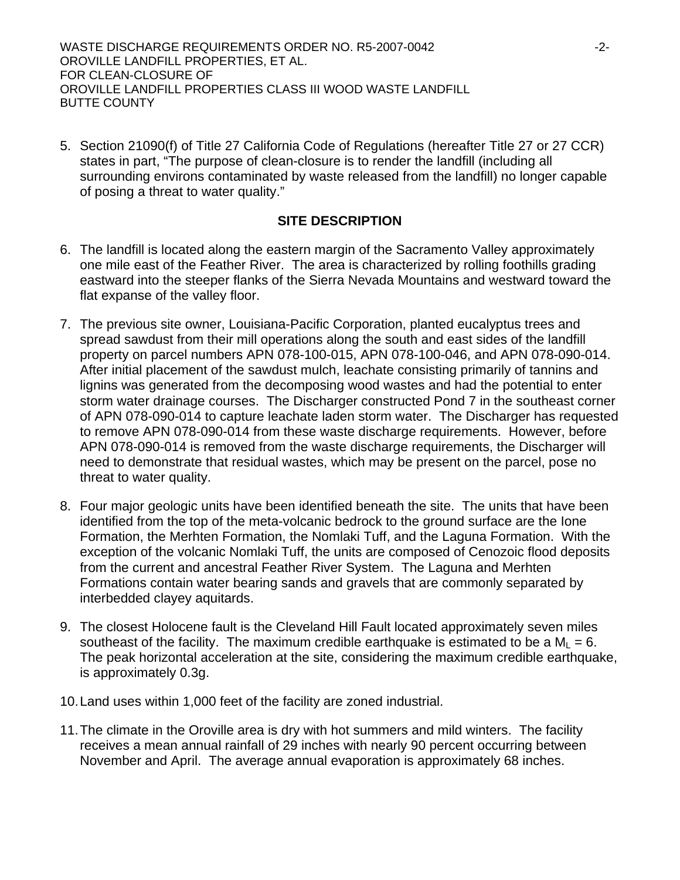5. Section 21090(f) of Title 27 California Code of Regulations (hereafter Title 27 or 27 CCR) states in part, "The purpose of clean-closure is to render the landfill (including all surrounding environs contaminated by waste released from the landfill) no longer capable of posing a threat to water quality."

## SITE DESCRIPTION

6. The landfill is located along the eastern margin of the Sacramento Valley approximately one mile east of the Feather River. The area is characterized by rolling foothills grading eastward into the steeper flanks of the Sierra Nevada Mountains and westward toward the flat expanse of the valley floor.

7. The previous site owner, Louisiana-Pacific Corporation, planted eucalyptus trees and spread sawdust from their mill operations along the south and east sides of the landfill property on parcel numbers APN 078-100-015, APN 078-100-046, and APN 078-090-014. After initial placement of the sawdust mulch, leachate consisting primarily of tannins and lignins was generated from the decomposing wood wastes and had the potential to enter storm water drainage courses. The Discharger constructed Pond 7 in the southeast corner of APN 078-090-014 to capture leachate laden storm water. The Discharger has requested to remove APN 078-090-014 from these waste discharge requirements. However, before APN 078-090-014 is removed from the waste discharge requirements, the Discharger will need to demonstrate that residual wastes, which may be present on the parcel, pose no threat to water quality.

8. Four major geologic units have been identified beneath the site. The units that have been identified from the top of the meta-volcanic bedrock to the ground surface are the Ione Formation, the Merhten Formation, the Nomlaki Tuff, and the Laguna Formation. With the exception of the volcanic Nomlaki Tuff, the units are composed of Cenozoic flood deposits from the current and ancestral Feather River System. The Laguna and Merhten Formations contain water bearing sands and gravels that are commonly separated by interbedded clayey aquitards.

9. The closest Holocene fault is the Cleveland Hill Fault located approximately seven miles southeast of the facility. The maximum credible earthquake is estimated to be a $M_L = 6$. The peak horizontal acceleration at the site, considering the maximum credible earthquake, is approximately 0.3g.

10. Land uses within 1,000 feet of the facility are zoned industrial.

11. The climate in the Oroville area is dry with hot summers and mild winters. The facility receives a mean annual rainfall of 29 inches with nearly 90 percent occurring between November and April. The average annual evaporation is approximately 68 inches.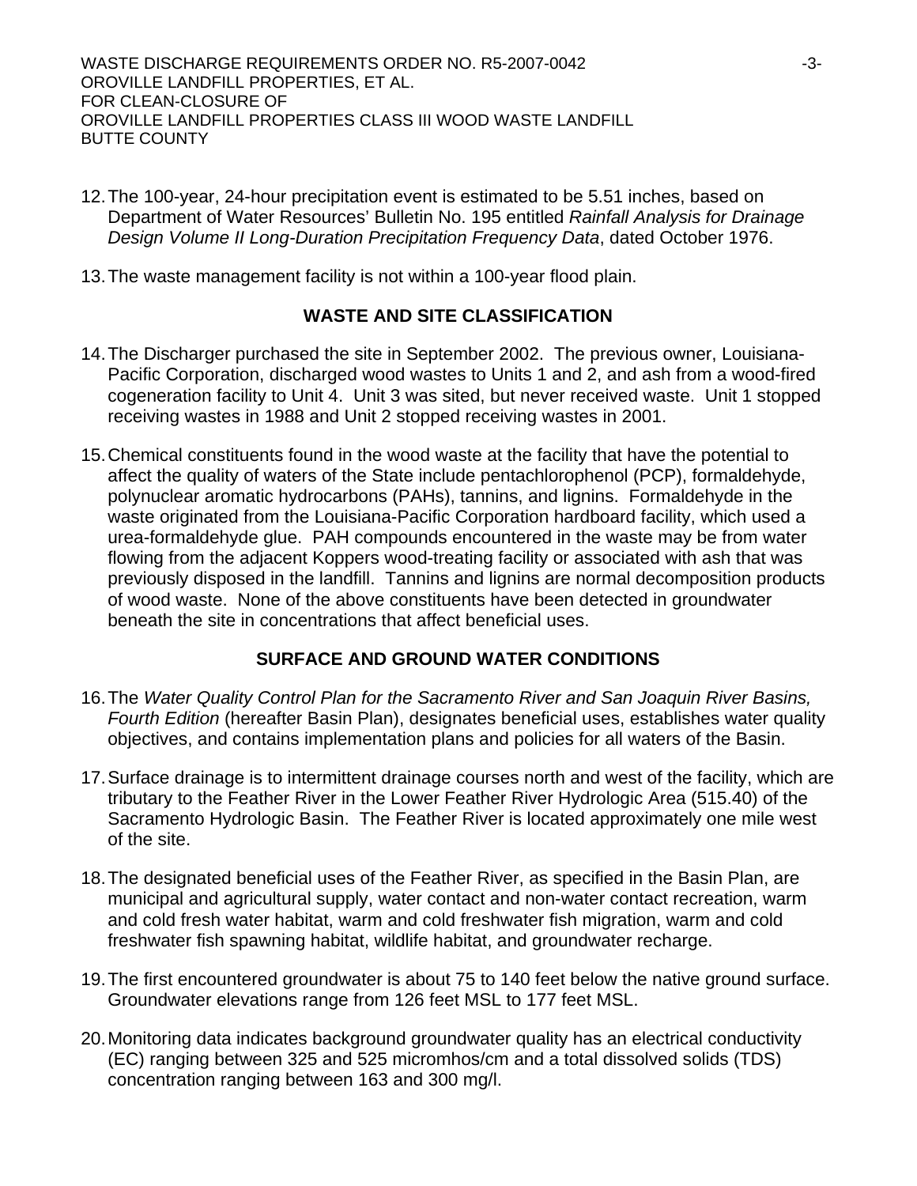12. The 100-year, 24-hour precipitation event is estimated to be 5.51 inches, based on Department of Water Resources' Bulletin No. 195 entitled *Rainfall Analysis for Drainage Design Volume II Long-Duration Precipitation Frequency Data*, dated October 1976.

13. The waste management facility is not within a 100-year flood plain.

## WASTE AND SITE CLASSIFICATION

14. The Discharger purchased the site in September 2002. The previous owner, Louisiana-Pacific Corporation, discharged wood wastes to Units 1 and 2, and ash from a wood-fired cogeneration facility to Unit 4. Unit 3 was sited, but never received waste. Unit 1 stopped receiving wastes in 1988 and Unit 2 stopped receiving wastes in 2001.

15. Chemical constituents found in the wood waste at the facility that have the potential to affect the quality of waters of the State include pentachlorophenol (PCP), formaldehyde, polynuclear aromatic hydrocarbons (PAHs), tannins, and lignins. Formaldehyde in the waste originated from the Louisiana-Pacific Corporation hardboard facility, which used a urea-formaldehyde glue. PAH compounds encountered in the waste may be from water flowing from the adjacent Koppers wood-treating facility or associated with ash that was previously disposed in the landfill. Tannins and lignins are normal decomposition products of wood waste. None of the above constituents have been detected in groundwater beneath the site in concentrations that affect beneficial uses.

## SURFACE AND GROUND WATER CONDITIONS

16. The *Water Quality Control Plan for the Sacramento River and San Joaquin River Basins, Fourth Edition* (hereafter Basin Plan), designates beneficial uses, establishes water quality objectives, and contains implementation plans and policies for all waters of the Basin.

17. Surface drainage is to intermittent drainage courses north and west of the facility, which are tributary to the Feather River in the Lower Feather River Hydrologic Area (515.40) of the Sacramento Hydrologic Basin. The Feather River is located approximately one mile west of the site.

18. The designated beneficial uses of the Feather River, as specified in the Basin Plan, are municipal and agricultural supply, water contact and non-water contact recreation, warm and cold fresh water habitat, warm and cold freshwater fish migration, warm and cold freshwater fish spawning habitat, wildlife habitat, and groundwater recharge.

19. The first encountered groundwater is about 75 to 140 feet below the native ground surface. Groundwater elevations range from 126 feet MSL to 177 feet MSL.

20. Monitoring data indicates background groundwater quality has an electrical conductivity (EC) ranging between 325 and 525 micromhos/cm and a total dissolved solids (TDS) concentration ranging between 163 and 300 mg/l.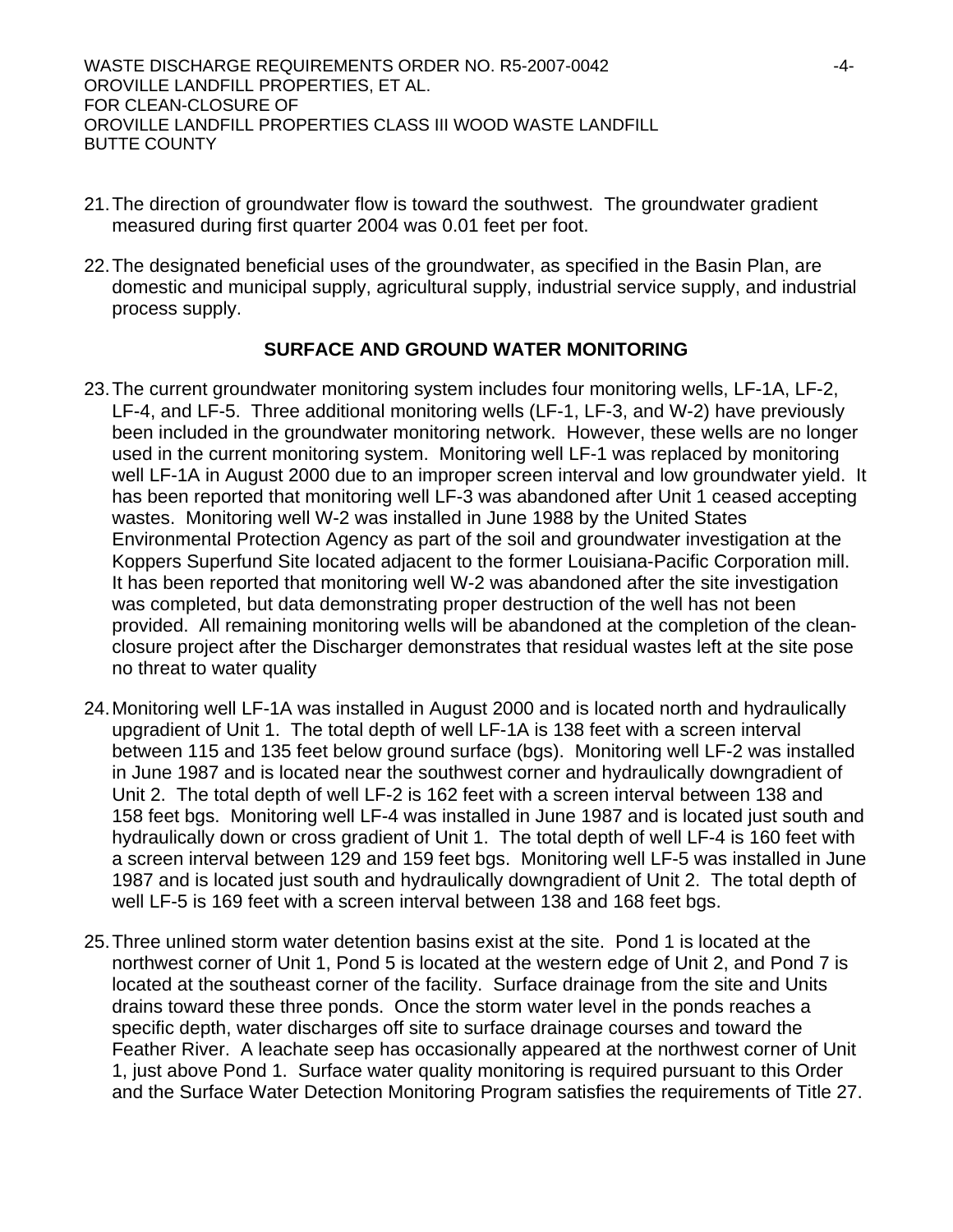21. The direction of groundwater flow is toward the southwest. The groundwater gradient measured during first quarter 2004 was 0.01 feet per foot.

22. The designated beneficial uses of the groundwater, as specified in the Basin Plan, are domestic and municipal supply, agricultural supply, industrial service supply, and industrial process supply.

## SURFACE AND GROUND WATER MONITORING

23. The current groundwater monitoring system includes four monitoring wells, LF-1A, LF-2, LF-4, and LF-5. Three additional monitoring wells (LF-1, LF-3, and W-2) have previously been included in the groundwater monitoring network. However, these wells are no longer used in the current monitoring system. Monitoring well LF-1 was replaced by monitoring well LF-1A in August 2000 due to an improper screen interval and low groundwater yield. It has been reported that monitoring well LF-3 was abandoned after Unit 1 ceased accepting wastes. Monitoring well W-2 was installed in June 1988 by the United States Environmental Protection Agency as part of the soil and groundwater investigation at the Koppers Superfund Site located adjacent to the former Louisiana-Pacific Corporation mill. It has been reported that monitoring well W-2 was abandoned after the site investigation was completed, but data demonstrating proper destruction of the well has not been provided. All remaining monitoring wells will be abandoned at the completion of the clean-closure project after the Discharger demonstrates that residual wastes left at the site pose no threat to water quality

24. Monitoring well LF-1A was installed in August 2000 and is located north and hydraulically upgradient of Unit 1. The total depth of well LF-1A is 138 feet with a screen interval between 115 and 135 feet below ground surface (bgs). Monitoring well LF-2 was installed in June 1987 and is located near the southwest corner and hydraulically downgradient of Unit 2. The total depth of well LF-2 is 162 feet with a screen interval between 138 and 158 feet bgs. Monitoring well LF-4 was installed in June 1987 and is located just south and hydraulically down or cross gradient of Unit 1. The total depth of well LF-4 is 160 feet with a screen interval between 129 and 159 feet bgs. Monitoring well LF-5 was installed in June 1987 and is located just south and hydraulically downgradient of Unit 2. The total depth of well LF-5 is 169 feet with a screen interval between 138 and 168 feet bgs.

25. Three unlined storm water detention basins exist at the site. Pond 1 is located at the northwest corner of Unit 1, Pond 5 is located at the western edge of Unit 2, and Pond 7 is located at the southeast corner of the facility. Surface drainage from the site and Units drains toward these three ponds. Once the storm water level in the ponds reaches a specific depth, water discharges off site to surface drainage courses and toward the Feather River. A leachate seep has occasionally appeared at the northwest corner of Unit 1, just above Pond 1. Surface water quality monitoring is required pursuant to this Order and the Surface Water Detection Monitoring Program satisfies the requirements of Title 27.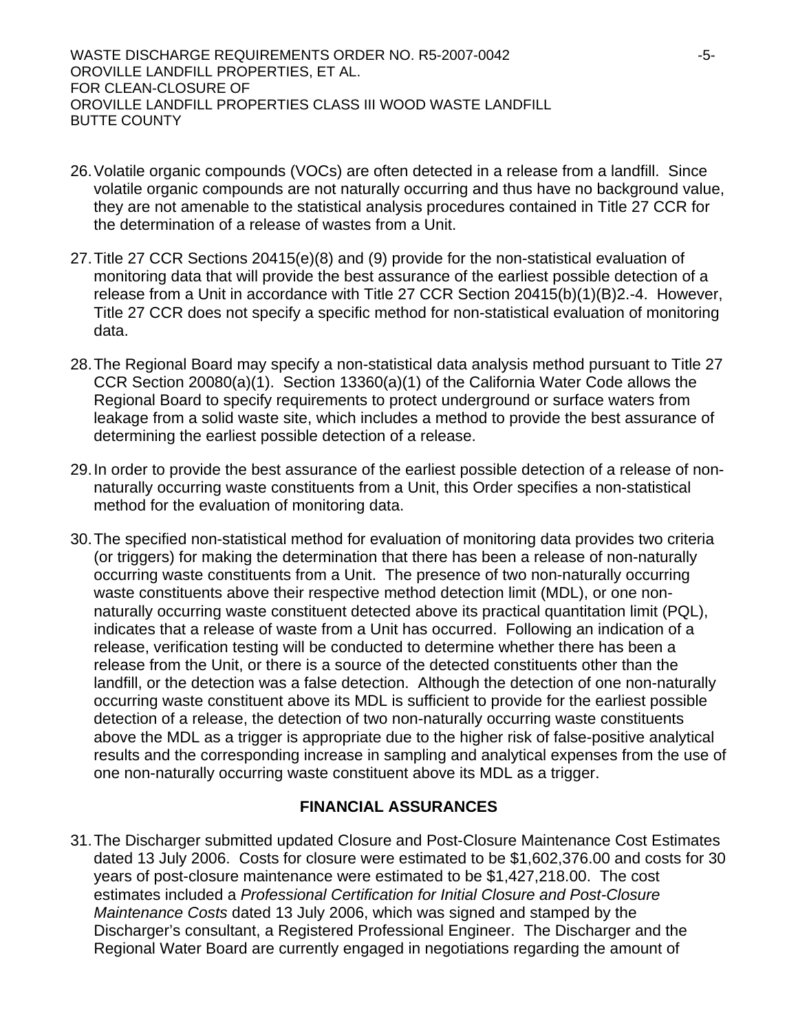26. Volatile organic compounds (VOCs) are often detected in a release from a landfill. Since volatile organic compounds are not naturally occurring and thus have no background value, they are not amenable to the statistical analysis procedures contained in Title 27 CCR for the determination of a release of wastes from a Unit.

27. Title 27 CCR Sections 20415(e)(8) and (9) provide for the non-statistical evaluation of monitoring data that will provide the best assurance of the earliest possible detection of a release from a Unit in accordance with Title 27 CCR Section 20415(b)(1)(B)2.-4. However, Title 27 CCR does not specify a specific method for non-statistical evaluation of monitoring data.

28. The Regional Board may specify a non-statistical data analysis method pursuant to Title 27 CCR Section 20080(a)(1). Section 13360(a)(1) of the California Water Code allows the Regional Board to specify requirements to protect underground or surface waters from leakage from a solid waste site, which includes a method to provide the best assurance of determining the earliest possible detection of a release.

29. In order to provide the best assurance of the earliest possible detection of a release of non-naturally occurring waste constituents from a Unit, this Order specifies a non-statistical method for the evaluation of monitoring data.

30. The specified non-statistical method for evaluation of monitoring data provides two criteria (or triggers) for making the determination that there has been a release of non-naturally occurring waste constituents from a Unit. The presence of two non-naturally occurring waste constituents above their respective method detection limit (MDL), or one non-naturally occurring waste constituent detected above its practical quantitation limit (PQL), indicates that a release of waste from a Unit has occurred. Following an indication of a release, verification testing will be conducted to determine whether there has been a release from the Unit, or there is a source of the detected constituents other than the landfill, or the detection was a false detection. Although the detection of one non-naturally occurring waste constituent above its MDL is sufficient to provide for the earliest possible detection of a release, the detection of two non-naturally occurring waste constituents above the MDL as a trigger is appropriate due to the higher risk of false-positive analytical results and the corresponding increase in sampling and analytical expenses from the use of one non-naturally occurring waste constituent above its MDL as a trigger.

## FINANCIAL ASSURANCES

31. The Discharger submitted updated Closure and Post-Closure Maintenance Cost Estimates dated 13 July 2006. Costs for closure were estimated to be $1,602,376.00 and costs for 30 years of post-closure maintenance were estimated to be $1,427,218.00. The cost estimates included a *Professional Certification for Initial Closure and Post-Closure Maintenance Costs* dated 13 July 2006, which was signed and stamped by the Discharger's consultant, a Registered Professional Engineer. The Discharger and the Regional Water Board are currently engaged in negotiations regarding the amount of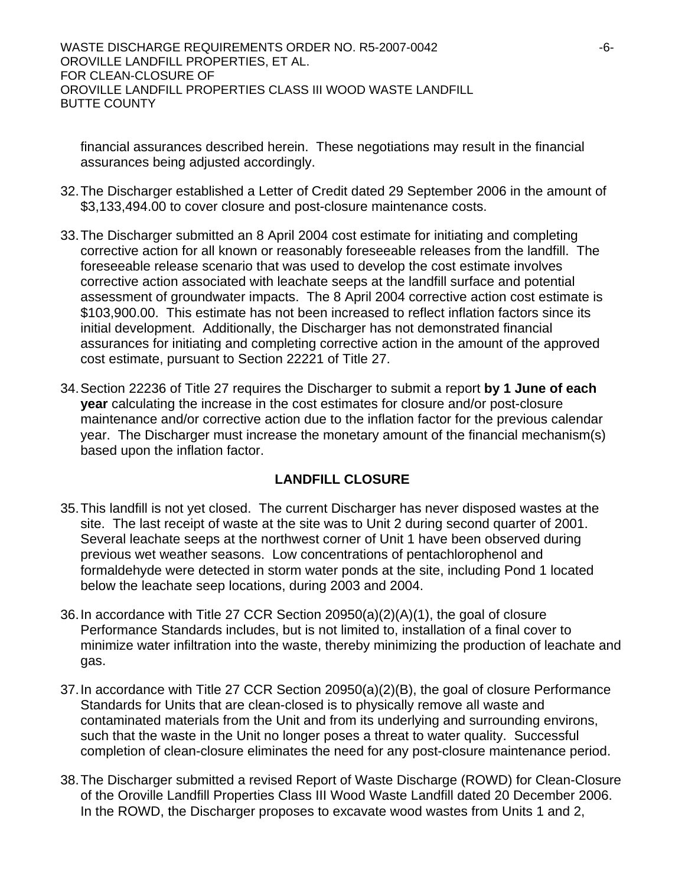financial assurances described herein. These negotiations may result in the financial assurances being adjusted accordingly.

32. The Discharger established a Letter of Credit dated 29 September 2006 in the amount of $3,133,494.00 to cover closure and post-closure maintenance costs.

33. The Discharger submitted an 8 April 2004 cost estimate for initiating and completing corrective action for all known or reasonably foreseeable releases from the landfill. The foreseeable release scenario that was used to develop the cost estimate involves corrective action associated with leachate seeps at the landfill surface and potential assessment of groundwater impacts. The 8 April 2004 corrective action cost estimate is $103,900.00. This estimate has not been increased to reflect inflation factors since its initial development. Additionally, the Discharger has not demonstrated financial assurances for initiating and completing corrective action in the amount of the approved cost estimate, pursuant to Section 22221 of Title 27.

34. Section 22236 of Title 27 requires the Discharger to submit a report **by 1 June of each year** calculating the increase in the cost estimates for closure and/or post-closure maintenance and/or corrective action due to the inflation factor for the previous calendar year. The Discharger must increase the monetary amount of the financial mechanism(s) based upon the inflation factor.

## LANDFILL CLOSURE

35. This landfill is not yet closed. The current Discharger has never disposed wastes at the site. The last receipt of waste at the site was to Unit 2 during second quarter of 2001. Several leachate seeps at the northwest corner of Unit 1 have been observed during previous wet weather seasons. Low concentrations of pentachlorophenol and formaldehyde were detected in storm water ponds at the site, including Pond 1 located below the leachate seep locations, during 2003 and 2004.

36. In accordance with Title 27 CCR Section 20950(a)(2)(A)(1), the goal of closure Performance Standards includes, but is not limited to, installation of a final cover to minimize water infiltration into the waste, thereby minimizing the production of leachate and gas.

37. In accordance with Title 27 CCR Section 20950(a)(2)(B), the goal of closure Performance Standards for Units that are clean-closed is to physically remove all waste and contaminated materials from the Unit and from its underlying and surrounding environs, such that the waste in the Unit no longer poses a threat to water quality. Successful completion of clean-closure eliminates the need for any post-closure maintenance period.

38. The Discharger submitted a revised Report of Waste Discharge (ROWD) for Clean-Closure of the Oroville Landfill Properties Class III Wood Waste Landfill dated 20 December 2006. In the ROWD, the Discharger proposes to excavate wood wastes from Units 1 and 2,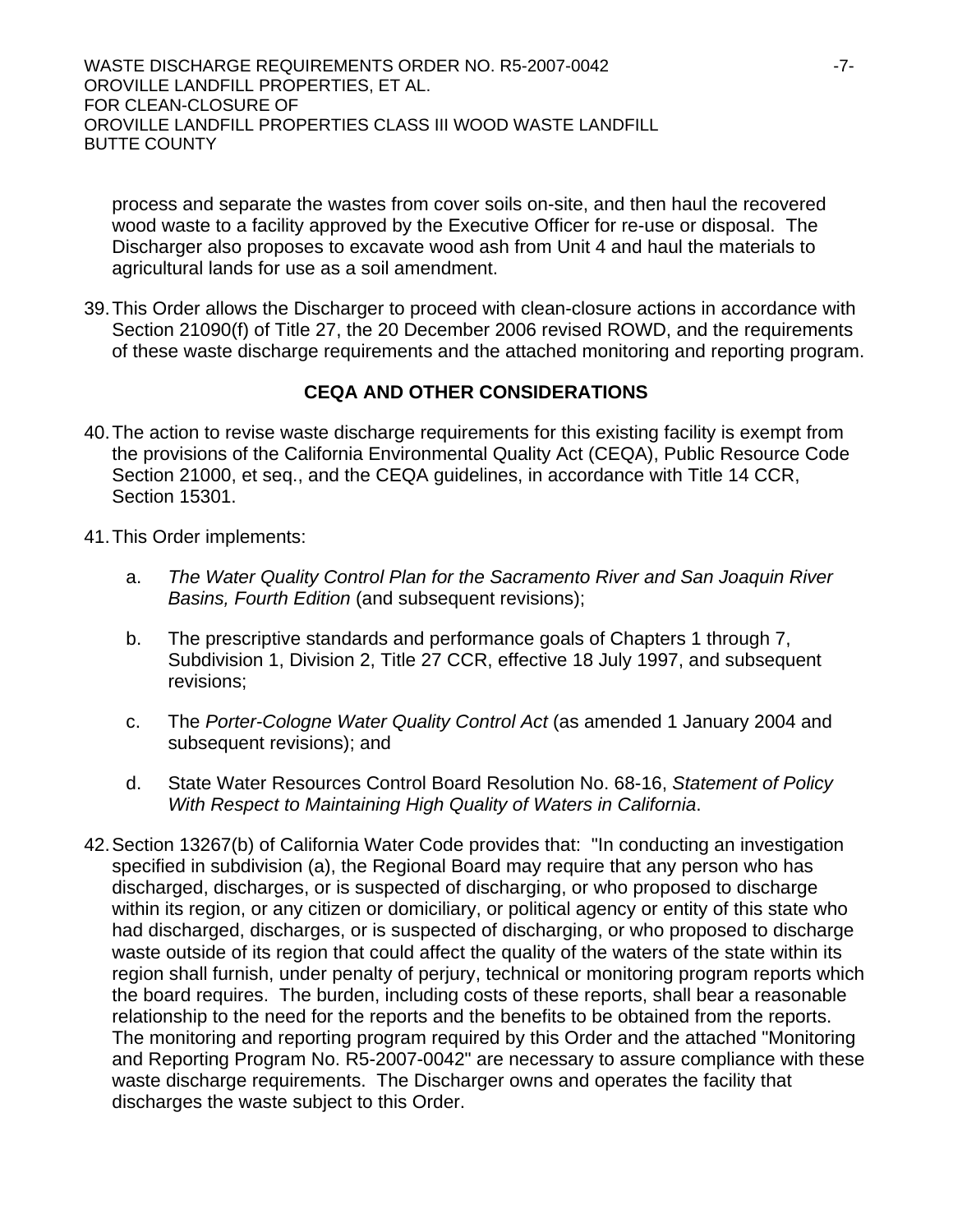process and separate the wastes from cover soils on-site, and then haul the recovered wood waste to a facility approved by the Executive Officer for re-use or disposal. The Discharger also proposes to excavate wood ash from Unit 4 and haul the materials to agricultural lands for use as a soil amendment.

39. This Order allows the Discharger to proceed with clean-closure actions in accordance with Section 21090(f) of Title 27, the 20 December 2006 revised ROWD, and the requirements of these waste discharge requirements and the attached monitoring and reporting program.

## CEQA AND OTHER CONSIDERATIONS

40. The action to revise waste discharge requirements for this existing facility is exempt from the provisions of the California Environmental Quality Act (CEQA), Public Resource Code Section 21000, et seq., and the CEQA guidelines, in accordance with Title 14 CCR, Section 15301.

41. This Order implements:

    a. *The Water Quality Control Plan for the Sacramento River and San Joaquin River Basins, Fourth Edition* (and subsequent revisions);

    b. The prescriptive standards and performance goals of Chapters 1 through 7, Subdivision 1, Division 2, Title 27 CCR, effective 18 July 1997, and subsequent revisions;

    c. The *Porter-Cologne Water Quality Control Act* (as amended 1 January 2004 and subsequent revisions); and

    d. State Water Resources Control Board Resolution No. 68-16, *Statement of Policy With Respect to Maintaining High Quality of Waters in California*.

42. Section 13267(b) of California Water Code provides that: "In conducting an investigation specified in subdivision (a), the Regional Board may require that any person who has discharged, discharges, or is suspected of discharging, or who proposed to discharge within its region, or any citizen or domiciliary, or political agency or entity of this state who had discharged, discharges, or is suspected of discharging, or who proposed to discharge waste outside of its region that could affect the quality of the waters of the state within its region shall furnish, under penalty of perjury, technical or monitoring program reports which the board requires. The burden, including costs of these reports, shall bear a reasonable relationship to the need for the reports and the benefits to be obtained from the reports. The monitoring and reporting program required by this Order and the attached "Monitoring and Reporting Program No. R5-2007-0042" are necessary to assure compliance with these waste discharge requirements. The Discharger owns and operates the facility that discharges the waste subject to this Order.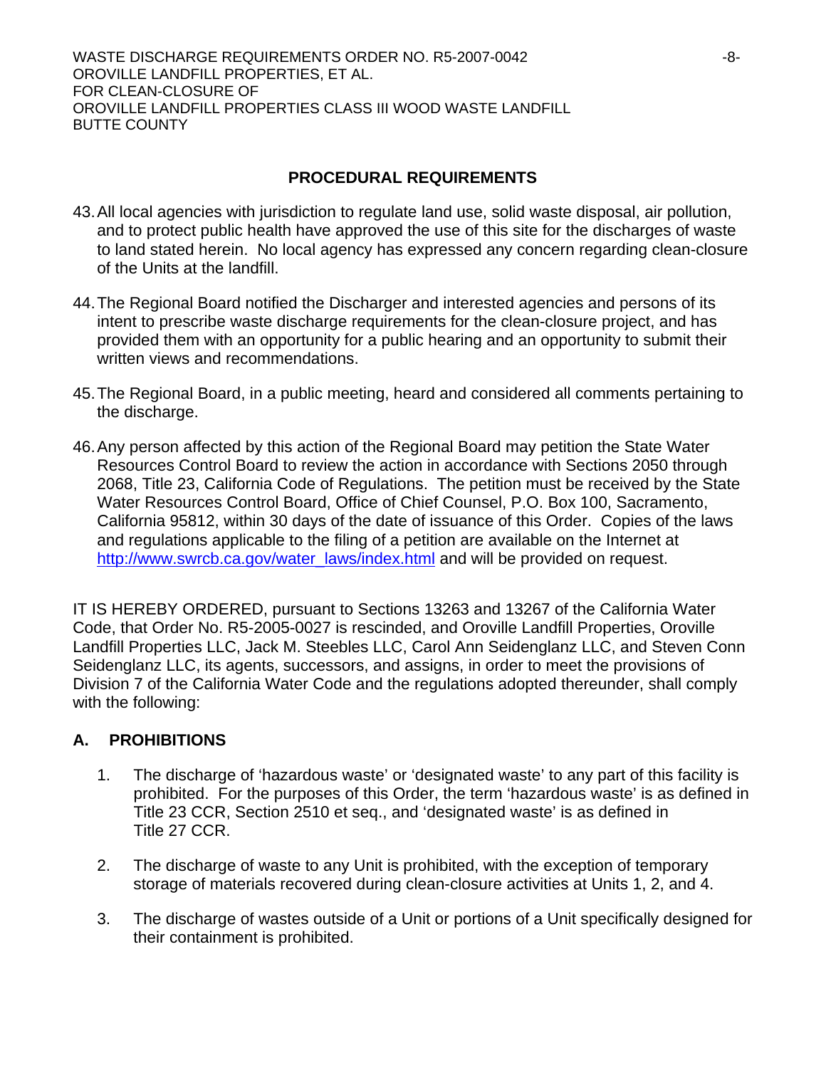## PROCEDURAL REQUIREMENTS

43. All local agencies with jurisdiction to regulate land use, solid waste disposal, air pollution, and to protect public health have approved the use of this site for the discharges of waste to land stated herein. No local agency has expressed any concern regarding clean-closure of the Units at the landfill.

44. The Regional Board notified the Discharger and interested agencies and persons of its intent to prescribe waste discharge requirements for the clean-closure project, and has provided them with an opportunity for a public hearing and an opportunity to submit their written views and recommendations.

45. The Regional Board, in a public meeting, heard and considered all comments pertaining to the discharge.

46. Any person affected by this action of the Regional Board may petition the State Water Resources Control Board to review the action in accordance with Sections 2050 through 2068, Title 23, California Code of Regulations. The petition must be received by the State Water Resources Control Board, Office of Chief Counsel, P.O. Box 100, Sacramento, California 95812, within 30 days of the date of issuance of this Order. Copies of the laws and regulations applicable to the filing of a petition are available on the Internet at http://www.swrcb.ca.gov/water_laws/index.html and will be provided on request.

IT IS HEREBY ORDERED, pursuant to Sections 13263 and 13267 of the California Water Code, that Order No. R5-2005-0027 is rescinded, and Oroville Landfill Properties, Oroville Landfill Properties LLC, Jack M. Steebles LLC, Carol Ann Seidenglanz LLC, and Steven Conn Seidenglanz LLC, its agents, successors, and assigns, in order to meet the provisions of Division 7 of the California Water Code and the regulations adopted thereunder, shall comply with the following:

## A. PROHIBITIONS

1. The discharge of 'hazardous waste' or 'designated waste' to any part of this facility is prohibited. For the purposes of this Order, the term 'hazardous waste' is as defined in Title 23 CCR, Section 2510 et seq., and 'designated waste' is as defined in Title 27 CCR.

2. The discharge of waste to any Unit is prohibited, with the exception of temporary storage of materials recovered during clean-closure activities at Units 1, 2, and 4.

3. The discharge of wastes outside of a Unit or portions of a Unit specifically designed for their containment is prohibited.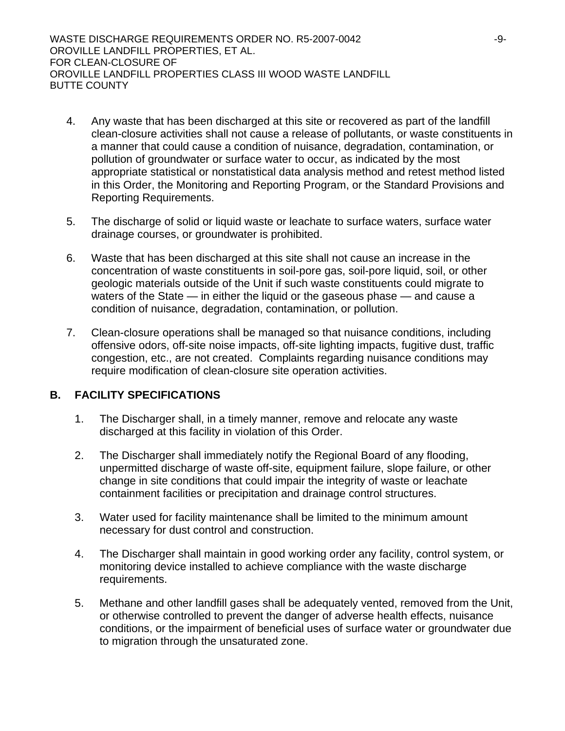4. Any waste that has been discharged at this site or recovered as part of the landfill clean-closure activities shall not cause a release of pollutants, or waste constituents in a manner that could cause a condition of nuisance, degradation, contamination, or pollution of groundwater or surface water to occur, as indicated by the most appropriate statistical or nonstatistical data analysis method and retest method listed in this Order, the Monitoring and Reporting Program, or the Standard Provisions and Reporting Requirements.

5. The discharge of solid or liquid waste or leachate to surface waters, surface water drainage courses, or groundwater is prohibited.

6. Waste that has been discharged at this site shall not cause an increase in the concentration of waste constituents in soil-pore gas, soil-pore liquid, soil, or other geologic materials outside of the Unit if such waste constituents could migrate to waters of the State — in either the liquid or the gaseous phase — and cause a condition of nuisance, degradation, contamination, or pollution.

7. Clean-closure operations shall be managed so that nuisance conditions, including offensive odors, off-site noise impacts, off-site lighting impacts, fugitive dust, traffic congestion, etc., are not created. Complaints regarding nuisance conditions may require modification of clean-closure site operation activities.

## B. FACILITY SPECIFICATIONS

1. The Discharger shall, in a timely manner, remove and relocate any waste discharged at this facility in violation of this Order.

2. The Discharger shall immediately notify the Regional Board of any flooding, unpermitted discharge of waste off-site, equipment failure, slope failure, or other change in site conditions that could impair the integrity of waste or leachate containment facilities or precipitation and drainage control structures.

3. Water used for facility maintenance shall be limited to the minimum amount necessary for dust control and construction.

4. The Discharger shall maintain in good working order any facility, control system, or monitoring device installed to achieve compliance with the waste discharge requirements.

5. Methane and other landfill gases shall be adequately vented, removed from the Unit, or otherwise controlled to prevent the danger of adverse health effects, nuisance conditions, or the impairment of beneficial uses of surface water or groundwater due to migration through the unsaturated zone.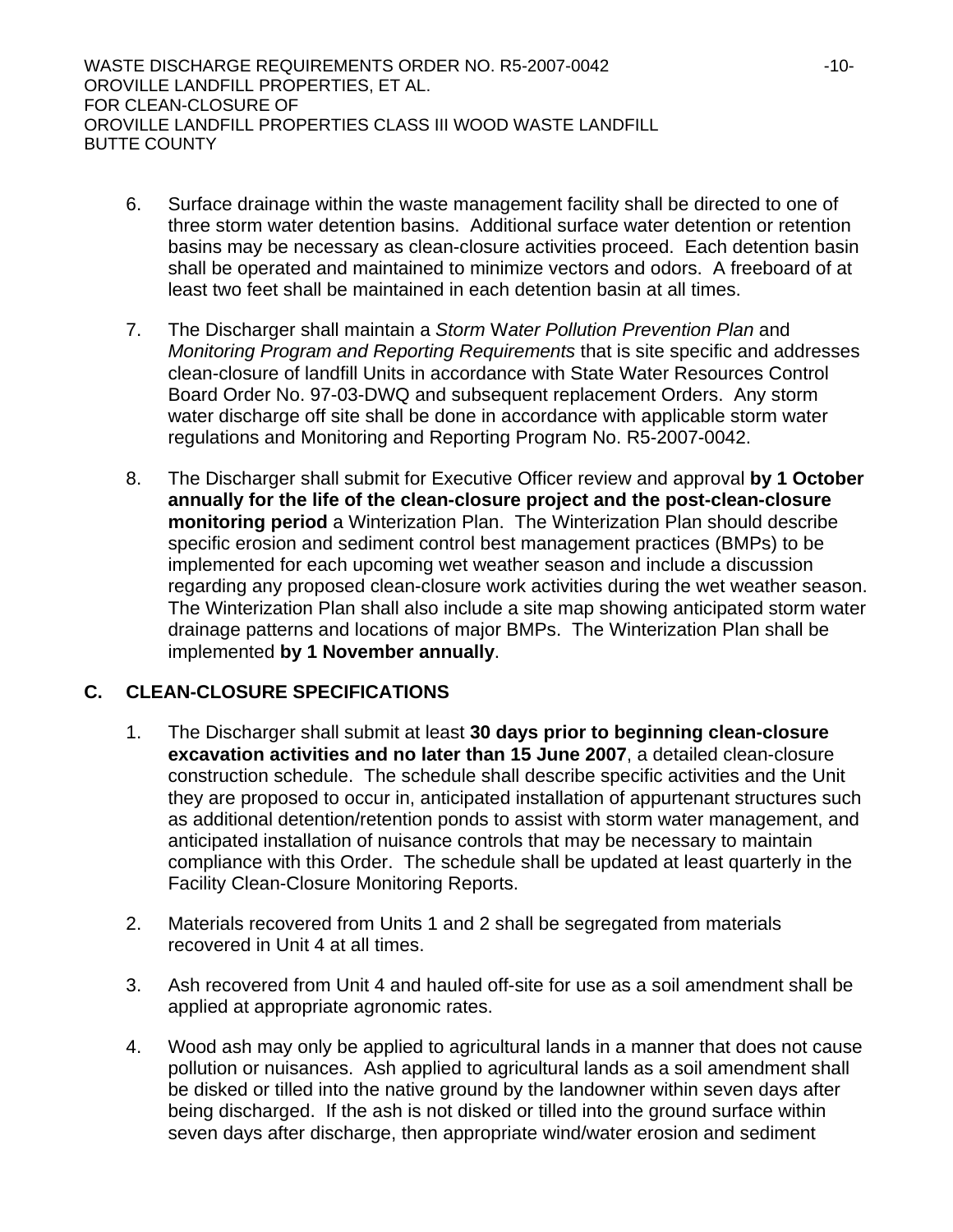6. Surface drainage within the waste management facility shall be directed to one of three storm water detention basins. Additional surface water detention or retention basins may be necessary as clean-closure activities proceed. Each detention basin shall be operated and maintained to minimize vectors and odors. A freeboard of at least two feet shall be maintained in each detention basin at all times.

7. The Discharger shall maintain a *Storm Water Pollution Prevention Plan* and *Monitoring Program and Reporting Requirements* that is site specific and addresses clean-closure of landfill Units in accordance with State Water Resources Control Board Order No. 97-03-DWQ and subsequent replacement Orders. Any storm water discharge off site shall be done in accordance with applicable storm water regulations and Monitoring and Reporting Program No. R5-2007-0042.

8. The Discharger shall submit for Executive Officer review and approval **by 1 October annually for the life of the clean-closure project and the post-clean-closure monitoring period** a Winterization Plan. The Winterization Plan should describe specific erosion and sediment control best management practices (BMPs) to be implemented for each upcoming wet weather season and include a discussion regarding any proposed clean-closure work activities during the wet weather season. The Winterization Plan shall also include a site map showing anticipated storm water drainage patterns and locations of major BMPs. The Winterization Plan shall be implemented **by 1 November annually**.

## C. CLEAN-CLOSURE SPECIFICATIONS

1. The Discharger shall submit at least **30 days prior to beginning clean-closure excavation activities and no later than 15 June 2007**, a detailed clean-closure construction schedule. The schedule shall describe specific activities and the Unit they are proposed to occur in, anticipated installation of appurtenant structures such as additional detention/retention ponds to assist with storm water management, and anticipated installation of nuisance controls that may be necessary to maintain compliance with this Order. The schedule shall be updated at least quarterly in the Facility Clean-Closure Monitoring Reports.

2. Materials recovered from Units 1 and 2 shall be segregated from materials recovered in Unit 4 at all times.

3. Ash recovered from Unit 4 and hauled off-site for use as a soil amendment shall be applied at appropriate agronomic rates.

4. Wood ash may only be applied to agricultural lands in a manner that does not cause pollution or nuisances. Ash applied to agricultural lands as a soil amendment shall be disked or tilled into the native ground by the landowner within seven days after being discharged. If the ash is not disked or tilled into the ground surface within seven days after discharge, then appropriate wind/water erosion and sediment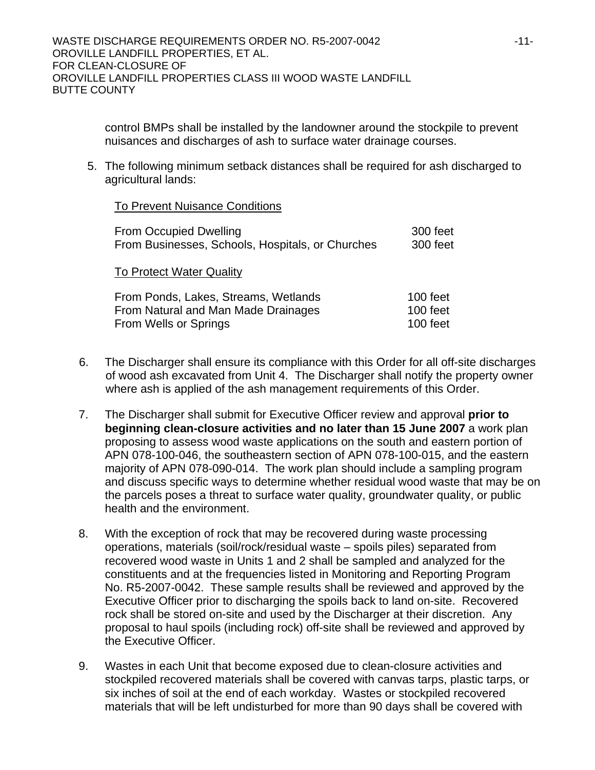control BMPs shall be installed by the landowner around the stockpile to prevent nuisances and discharges of ash to surface water drainage courses.

5. The following minimum setback distances shall be required for ash discharged to agricultural lands:

   To Prevent Nuisance Conditions

   | | |
   |---|---|
   | From Occupied Dwelling | 300 feet |
   | From Businesses, Schools, Hospitals, or Churches | 300 feet |

   To Protect Water Quality

   | | |
   |---|---|
   | From Ponds, Lakes, Streams, Wetlands | 100 feet |
   | From Natural and Man Made Drainages | 100 feet |
   | From Wells or Springs | 100 feet |

6. The Discharger shall ensure its compliance with this Order for all off-site discharges of wood ash excavated from Unit 4. The Discharger shall notify the property owner where ash is applied of the ash management requirements of this Order.

7. The Discharger shall submit for Executive Officer review and approval **prior to beginning clean-closure activities and no later than 15 June 2007** a work plan proposing to assess wood waste applications on the south and eastern portion of APN 078-100-046, the southeastern section of APN 078-100-015, and the eastern majority of APN 078-090-014. The work plan should include a sampling program and discuss specific ways to determine whether residual wood waste that may be on the parcels poses a threat to surface water quality, groundwater quality, or public health and the environment.

8. With the exception of rock that may be recovered during waste processing operations, materials (soil/rock/residual waste – spoils piles) separated from recovered wood waste in Units 1 and 2 shall be sampled and analyzed for the constituents and at the frequencies listed in Monitoring and Reporting Program No. R5-2007-0042. These sample results shall be reviewed and approved by the Executive Officer prior to discharging the spoils back to land on-site. Recovered rock shall be stored on-site and used by the Discharger at their discretion. Any proposal to haul spoils (including rock) off-site shall be reviewed and approved by the Executive Officer.

9. Wastes in each Unit that become exposed due to clean-closure activities and stockpiled recovered materials shall be covered with canvas tarps, plastic tarps, or six inches of soil at the end of each workday. Wastes or stockpiled recovered materials that will be left undisturbed for more than 90 days shall be covered with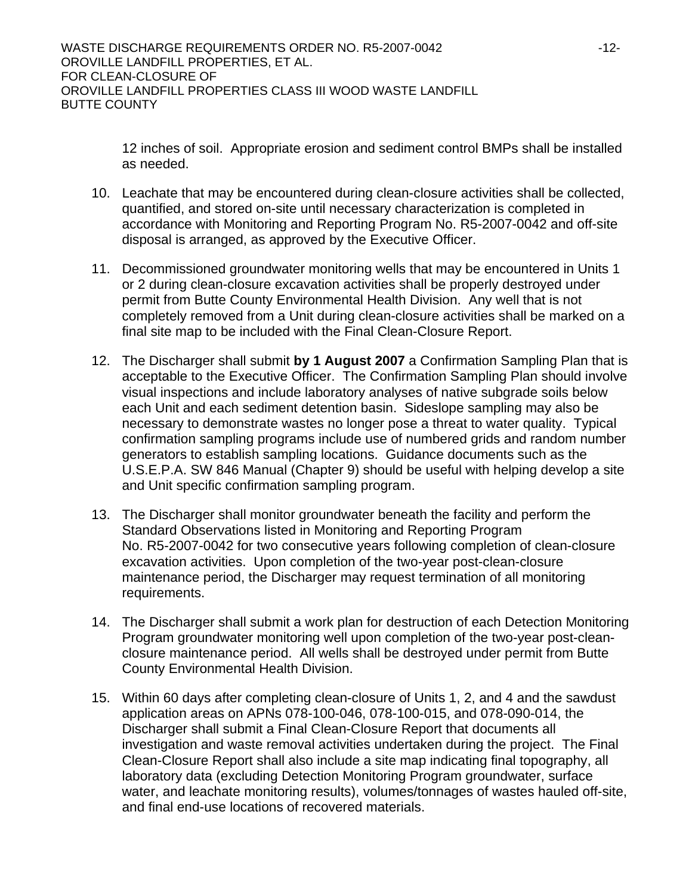12 inches of soil. Appropriate erosion and sediment control BMPs shall be installed as needed.

10. Leachate that may be encountered during clean-closure activities shall be collected, quantified, and stored on-site until necessary characterization is completed in accordance with Monitoring and Reporting Program No. R5-2007-0042 and off-site disposal is arranged, as approved by the Executive Officer.

11. Decommissioned groundwater monitoring wells that may be encountered in Units 1 or 2 during clean-closure excavation activities shall be properly destroyed under permit from Butte County Environmental Health Division. Any well that is not completely removed from a Unit during clean-closure activities shall be marked on a final site map to be included with the Final Clean-Closure Report.

12. The Discharger shall submit **by 1 August 2007** a Confirmation Sampling Plan that is acceptable to the Executive Officer. The Confirmation Sampling Plan should involve visual inspections and include laboratory analyses of native subgrade soils below each Unit and each sediment detention basin. Sideslope sampling may also be necessary to demonstrate wastes no longer pose a threat to water quality. Typical confirmation sampling programs include use of numbered grids and random number generators to establish sampling locations. Guidance documents such as the U.S.E.P.A. SW 846 Manual (Chapter 9) should be useful with helping develop a site and Unit specific confirmation sampling program.

13. The Discharger shall monitor groundwater beneath the facility and perform the Standard Observations listed in Monitoring and Reporting Program No. R5-2007-0042 for two consecutive years following completion of clean-closure excavation activities. Upon completion of the two-year post-clean-closure maintenance period, the Discharger may request termination of all monitoring requirements.

14. The Discharger shall submit a work plan for destruction of each Detection Monitoring Program groundwater monitoring well upon completion of the two-year post-clean-closure maintenance period. All wells shall be destroyed under permit from Butte County Environmental Health Division.

15. Within 60 days after completing clean-closure of Units 1, 2, and 4 and the sawdust application areas on APNs 078-100-046, 078-100-015, and 078-090-014, the Discharger shall submit a Final Clean-Closure Report that documents all investigation and waste removal activities undertaken during the project. The Final Clean-Closure Report shall also include a site map indicating final topography, all laboratory data (excluding Detection Monitoring Program groundwater, surface water, and leachate monitoring results), volumes/tonnages of wastes hauled off-site, and final end-use locations of recovered materials.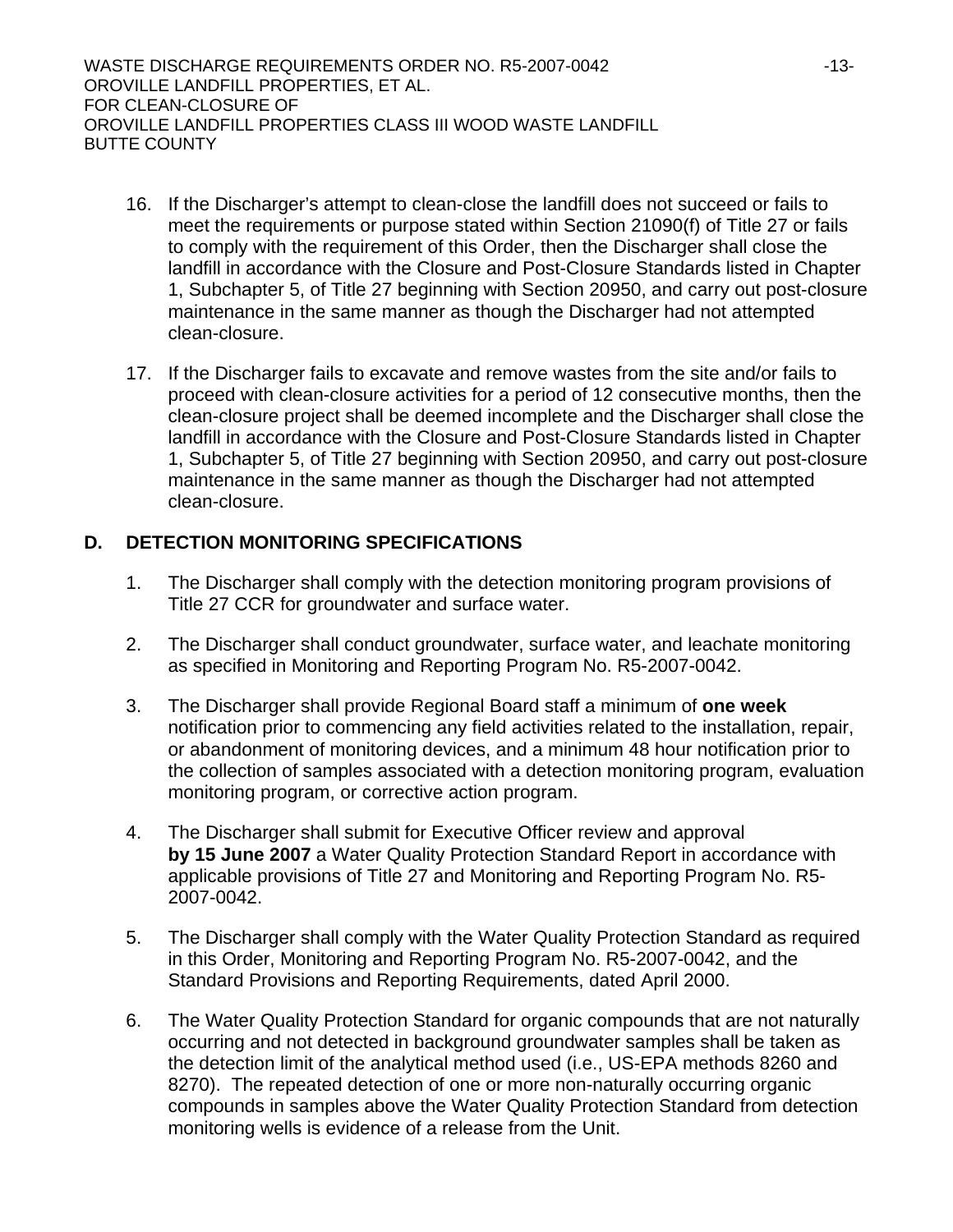16. If the Discharger's attempt to clean-close the landfill does not succeed or fails to meet the requirements or purpose stated within Section 21090(f) of Title 27 or fails to comply with the requirement of this Order, then the Discharger shall close the landfill in accordance with the Closure and Post-Closure Standards listed in Chapter 1, Subchapter 5, of Title 27 beginning with Section 20950, and carry out post-closure maintenance in the same manner as though the Discharger had not attempted clean-closure.

17. If the Discharger fails to excavate and remove wastes from the site and/or fails to proceed with clean-closure activities for a period of 12 consecutive months, then the clean-closure project shall be deemed incomplete and the Discharger shall close the landfill in accordance with the Closure and Post-Closure Standards listed in Chapter 1, Subchapter 5, of Title 27 beginning with Section 20950, and carry out post-closure maintenance in the same manner as though the Discharger had not attempted clean-closure.

## D. DETECTION MONITORING SPECIFICATIONS

1. The Discharger shall comply with the detection monitoring program provisions of Title 27 CCR for groundwater and surface water.

2. The Discharger shall conduct groundwater, surface water, and leachate monitoring as specified in Monitoring and Reporting Program No. R5-2007-0042.

3. The Discharger shall provide Regional Board staff a minimum of **one week** notification prior to commencing any field activities related to the installation, repair, or abandonment of monitoring devices, and a minimum 48 hour notification prior to the collection of samples associated with a detection monitoring program, evaluation monitoring program, or corrective action program.

4. The Discharger shall submit for Executive Officer review and approval **by 15 June 2007** a Water Quality Protection Standard Report in accordance with applicable provisions of Title 27 and Monitoring and Reporting Program No. R5-2007-0042.

5. The Discharger shall comply with the Water Quality Protection Standard as required in this Order, Monitoring and Reporting Program No. R5-2007-0042, and the Standard Provisions and Reporting Requirements, dated April 2000.

6. The Water Quality Protection Standard for organic compounds that are not naturally occurring and not detected in background groundwater samples shall be taken as the detection limit of the analytical method used (i.e., US-EPA methods 8260 and 8270). The repeated detection of one or more non-naturally occurring organic compounds in samples above the Water Quality Protection Standard from detection monitoring wells is evidence of a release from the Unit.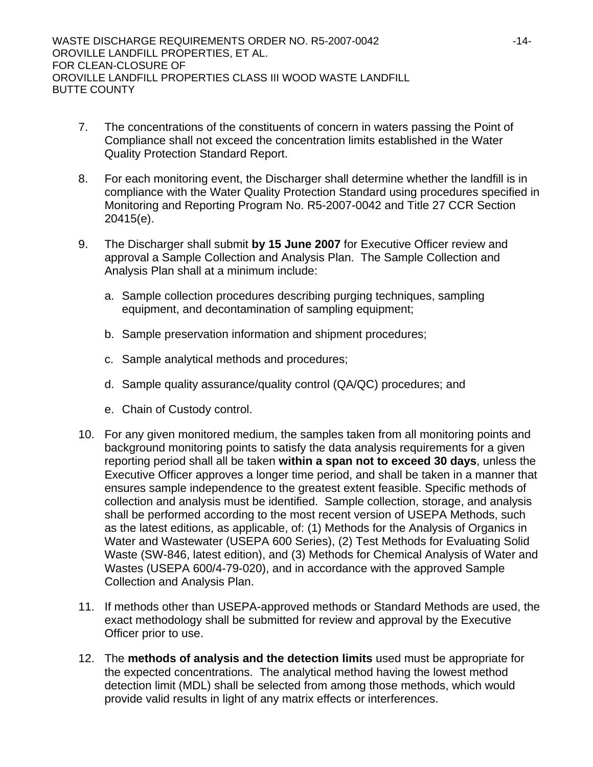7. The concentrations of the constituents of concern in waters passing the Point of Compliance shall not exceed the concentration limits established in the Water Quality Protection Standard Report.

8. For each monitoring event, the Discharger shall determine whether the landfill is in compliance with the Water Quality Protection Standard using procedures specified in Monitoring and Reporting Program No. R5-2007-0042 and Title 27 CCR Section 20415(e).

9. The Discharger shall submit **by 15 June 2007** for Executive Officer review and approval a Sample Collection and Analysis Plan. The Sample Collection and Analysis Plan shall at a minimum include:

   a. Sample collection procedures describing purging techniques, sampling equipment, and decontamination of sampling equipment;

   b. Sample preservation information and shipment procedures;

   c. Sample analytical methods and procedures;

   d. Sample quality assurance/quality control (QA/QC) procedures; and

   e. Chain of Custody control.

10. For any given monitored medium, the samples taken from all monitoring points and background monitoring points to satisfy the data analysis requirements for a given reporting period shall all be taken **within a span not to exceed 30 days**, unless the Executive Officer approves a longer time period, and shall be taken in a manner that ensures sample independence to the greatest extent feasible. Specific methods of collection and analysis must be identified. Sample collection, storage, and analysis shall be performed according to the most recent version of USEPA Methods, such as the latest editions, as applicable, of: (1) Methods for the Analysis of Organics in Water and Wastewater (USEPA 600 Series), (2) Test Methods for Evaluating Solid Waste (SW-846, latest edition), and (3) Methods for Chemical Analysis of Water and Wastes (USEPA 600/4-79-020), and in accordance with the approved Sample Collection and Analysis Plan.

11. If methods other than USEPA-approved methods or Standard Methods are used, the exact methodology shall be submitted for review and approval by the Executive Officer prior to use.

12. The **methods of analysis and the detection limits** used must be appropriate for the expected concentrations. The analytical method having the lowest method detection limit (MDL) shall be selected from among those methods, which would provide valid results in light of any matrix effects or interferences.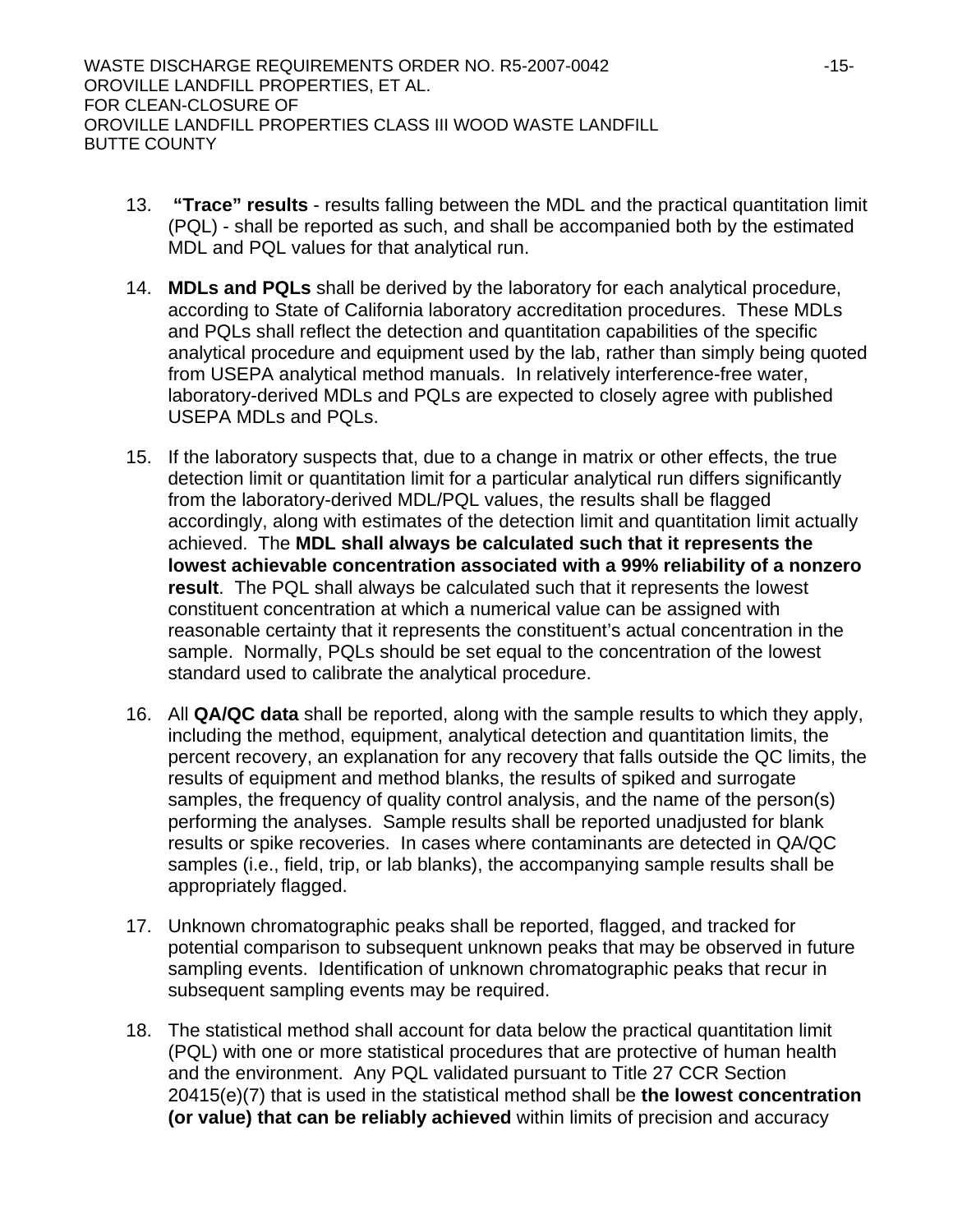13. **"Trace" results** - results falling between the MDL and the practical quantitation limit (PQL) - shall be reported as such, and shall be accompanied both by the estimated MDL and PQL values for that analytical run.

14. **MDLs and PQLs** shall be derived by the laboratory for each analytical procedure, according to State of California laboratory accreditation procedures. These MDLs and PQLs shall reflect the detection and quantitation capabilities of the specific analytical procedure and equipment used by the lab, rather than simply being quoted from USEPA analytical method manuals. In relatively interference-free water, laboratory-derived MDLs and PQLs are expected to closely agree with published USEPA MDLs and PQLs.

15. If the laboratory suspects that, due to a change in matrix or other effects, the true detection limit or quantitation limit for a particular analytical run differs significantly from the laboratory-derived MDL/PQL values, the results shall be flagged accordingly, along with estimates of the detection limit and quantitation limit actually achieved. The **MDL shall always be calculated such that it represents the lowest achievable concentration associated with a 99% reliability of a nonzero result**. The PQL shall always be calculated such that it represents the lowest constituent concentration at which a numerical value can be assigned with reasonable certainty that it represents the constituent's actual concentration in the sample. Normally, PQLs should be set equal to the concentration of the lowest standard used to calibrate the analytical procedure.

16. All **QA/QC data** shall be reported, along with the sample results to which they apply, including the method, equipment, analytical detection and quantitation limits, the percent recovery, an explanation for any recovery that falls outside the QC limits, the results of equipment and method blanks, the results of spiked and surrogate samples, the frequency of quality control analysis, and the name of the person(s) performing the analyses. Sample results shall be reported unadjusted for blank results or spike recoveries. In cases where contaminants are detected in QA/QC samples (i.e., field, trip, or lab blanks), the accompanying sample results shall be appropriately flagged.

17. Unknown chromatographic peaks shall be reported, flagged, and tracked for potential comparison to subsequent unknown peaks that may be observed in future sampling events. Identification of unknown chromatographic peaks that recur in subsequent sampling events may be required.

18. The statistical method shall account for data below the practical quantitation limit (PQL) with one or more statistical procedures that are protective of human health and the environment. Any PQL validated pursuant to Title 27 CCR Section 20415(e)(7) that is used in the statistical method shall be **the lowest concentration (or value) that can be reliably achieved** within limits of precision and accuracy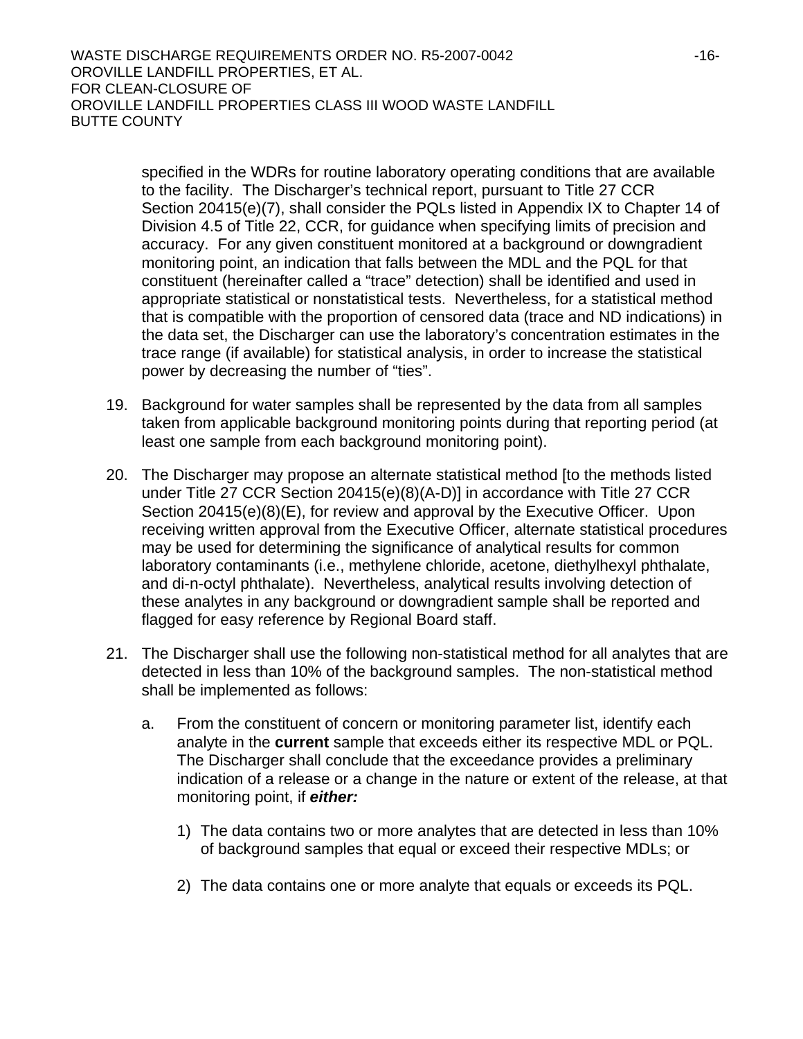specified in the WDRs for routine laboratory operating conditions that are available to the facility. The Discharger's technical report, pursuant to Title 27 CCR Section 20415(e)(7), shall consider the PQLs listed in Appendix IX to Chapter 14 of Division 4.5 of Title 22, CCR, for guidance when specifying limits of precision and accuracy. For any given constituent monitored at a background or downgradient monitoring point, an indication that falls between the MDL and the PQL for that constituent (hereinafter called a "trace" detection) shall be identified and used in appropriate statistical or nonstatistical tests. Nevertheless, for a statistical method that is compatible with the proportion of censored data (trace and ND indications) in the data set, the Discharger can use the laboratory's concentration estimates in the trace range (if available) for statistical analysis, in order to increase the statistical power by decreasing the number of "ties".

19. Background for water samples shall be represented by the data from all samples taken from applicable background monitoring points during that reporting period (at least one sample from each background monitoring point).

20. The Discharger may propose an alternate statistical method [to the methods listed under Title 27 CCR Section 20415(e)(8)(A-D)] in accordance with Title 27 CCR Section 20415(e)(8)(E), for review and approval by the Executive Officer. Upon receiving written approval from the Executive Officer, alternate statistical procedures may be used for determining the significance of analytical results for common laboratory contaminants (i.e., methylene chloride, acetone, diethylhexyl phthalate, and di-n-octyl phthalate). Nevertheless, analytical results involving detection of these analytes in any background or downgradient sample shall be reported and flagged for easy reference by Regional Board staff.

21. The Discharger shall use the following non-statistical method for all analytes that are detected in less than 10% of the background samples. The non-statistical method shall be implemented as follows:

    a. From the constituent of concern or monitoring parameter list, identify each analyte in the **current** sample that exceeds either its respective MDL or PQL. The Discharger shall conclude that the exceedance provides a preliminary indication of a release or a change in the nature or extent of the release, at that monitoring point, if ***either:***

        1) The data contains two or more analytes that are detected in less than 10% of background samples that equal or exceed their respective MDLs; or

        2) The data contains one or more analyte that equals or exceeds its PQL.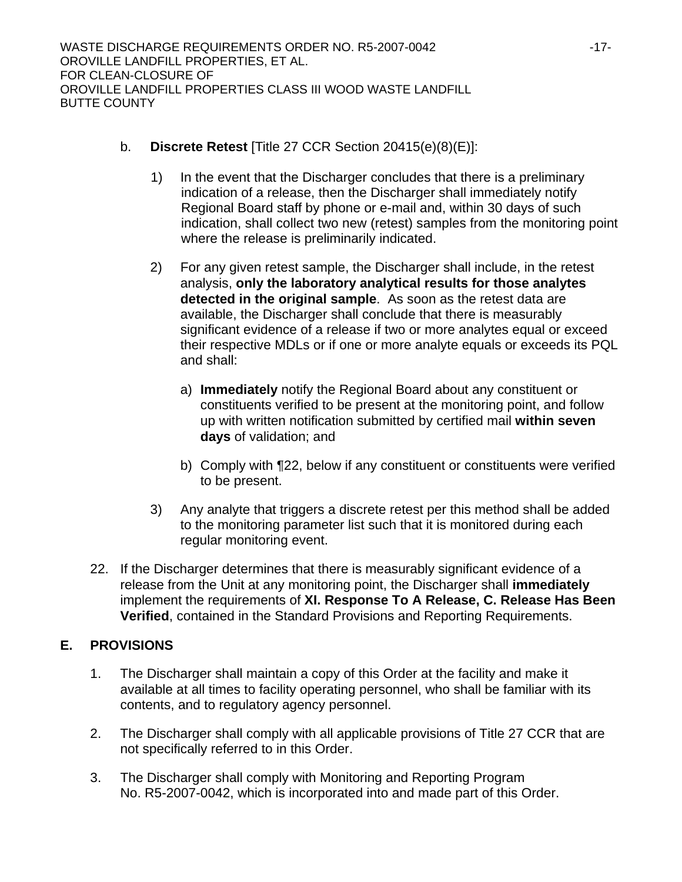b. **Discrete Retest** [Title 27 CCR Section 20415(e)(8)(E)]:

1) In the event that the Discharger concludes that there is a preliminary indication of a release, then the Discharger shall immediately notify Regional Board staff by phone or e-mail and, within 30 days of such indication, shall collect two new (retest) samples from the monitoring point where the release is preliminarily indicated.

2) For any given retest sample, the Discharger shall include, in the retest analysis, **only the laboratory analytical results for those analytes detected in the original sample**. As soon as the retest data are available, the Discharger shall conclude that there is measurably significant evidence of a release if two or more analytes equal or exceed their respective MDLs or if one or more analyte equals or exceeds its PQL and shall:

   a) **Immediately** notify the Regional Board about any constituent or constituents verified to be present at the monitoring point, and follow up with written notification submitted by certified mail **within seven days** of validation; and

   b) Comply with ¶22, below if any constituent or constituents were verified to be present.

3) Any analyte that triggers a discrete retest per this method shall be added to the monitoring parameter list such that it is monitored during each regular monitoring event.

22. If the Discharger determines that there is measurably significant evidence of a release from the Unit at any monitoring point, the Discharger shall **immediately** implement the requirements of **XI. Response To A Release, C. Release Has Been Verified**, contained in the Standard Provisions and Reporting Requirements.

## E. PROVISIONS

1. The Discharger shall maintain a copy of this Order at the facility and make it available at all times to facility operating personnel, who shall be familiar with its contents, and to regulatory agency personnel.

2. The Discharger shall comply with all applicable provisions of Title 27 CCR that are not specifically referred to in this Order.

3. The Discharger shall comply with Monitoring and Reporting Program No. R5-2007-0042, which is incorporated into and made part of this Order.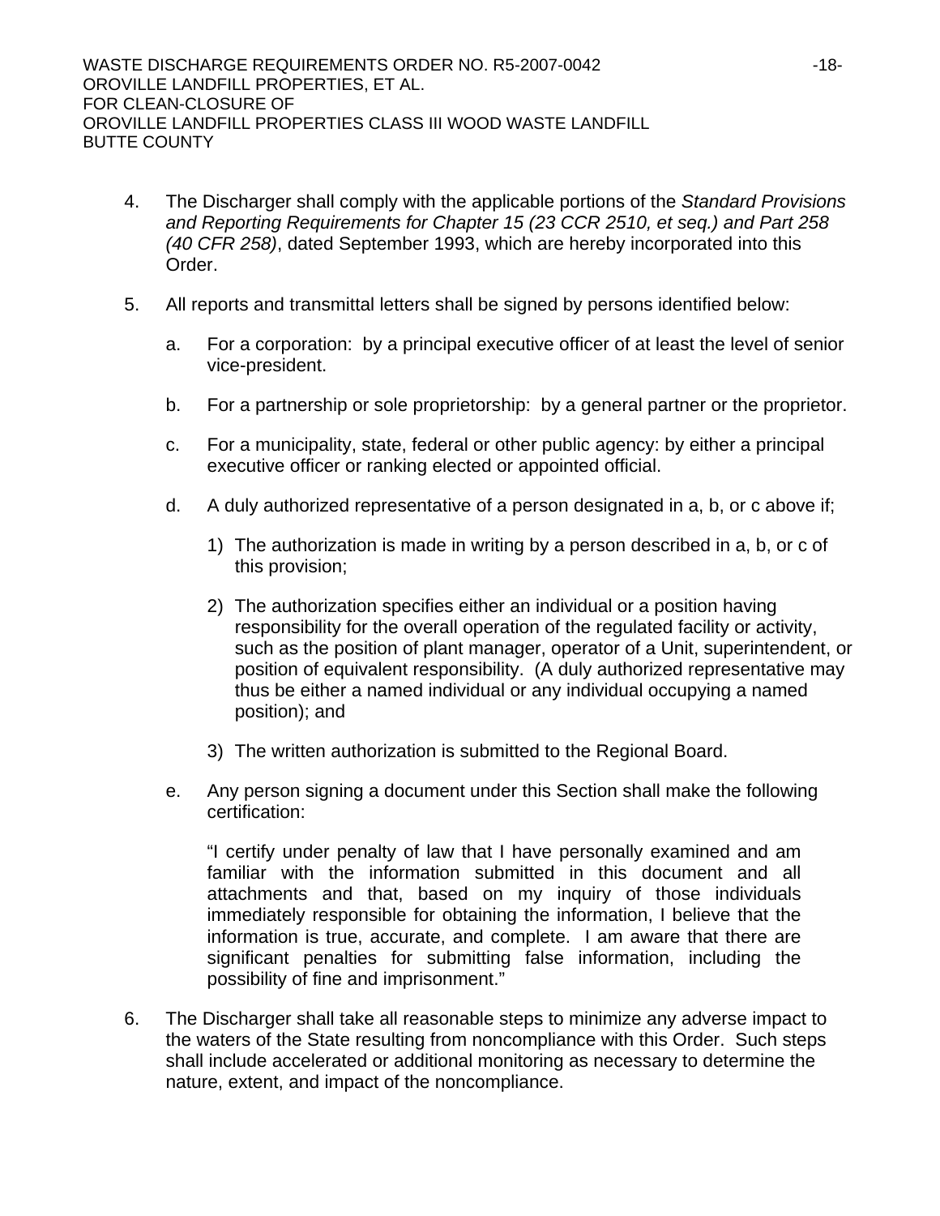4. The Discharger shall comply with the applicable portions of the *Standard Provisions and Reporting Requirements for Chapter 15 (23 CCR 2510, et seq.) and Part 258 (40 CFR 258)*, dated September 1993, which are hereby incorporated into this Order.

5. All reports and transmittal letters shall be signed by persons identified below:

   a. For a corporation: by a principal executive officer of at least the level of senior vice-president.

   b. For a partnership or sole proprietorship: by a general partner or the proprietor.

   c. For a municipality, state, federal or other public agency: by either a principal executive officer or ranking elected or appointed official.

   d. A duly authorized representative of a person designated in a, b, or c above if;

      1) The authorization is made in writing by a person described in a, b, or c of this provision;

      2) The authorization specifies either an individual or a position having responsibility for the overall operation of the regulated facility or activity, such as the position of plant manager, operator of a Unit, superintendent, or position of equivalent responsibility. (A duly authorized representative may thus be either a named individual or any individual occupying a named position); and

      3) The written authorization is submitted to the Regional Board.

   e. Any person signing a document under this Section shall make the following certification:

      "I certify under penalty of law that I have personally examined and am familiar with the information submitted in this document and all attachments and that, based on my inquiry of those individuals immediately responsible for obtaining the information, I believe that the information is true, accurate, and complete. I am aware that there are significant penalties for submitting false information, including the possibility of fine and imprisonment."

6. The Discharger shall take all reasonable steps to minimize any adverse impact to the waters of the State resulting from noncompliance with this Order. Such steps shall include accelerated or additional monitoring as necessary to determine the nature, extent, and impact of the noncompliance.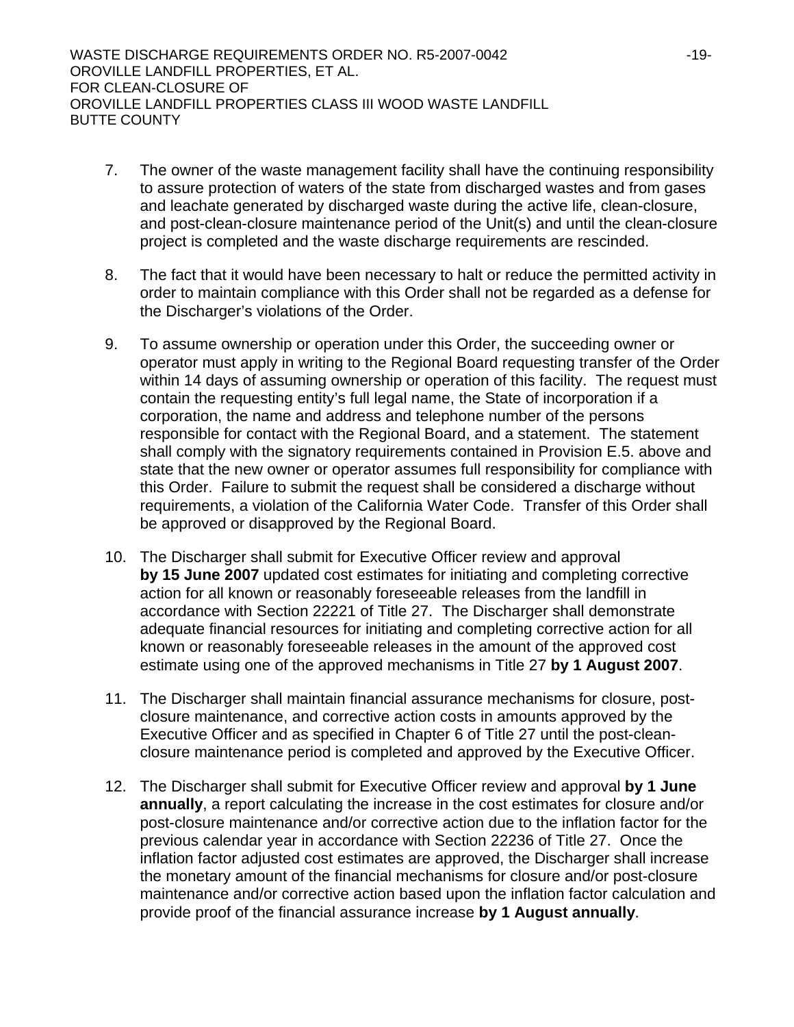7. The owner of the waste management facility shall have the continuing responsibility to assure protection of waters of the state from discharged wastes and from gases and leachate generated by discharged waste during the active life, clean-closure, and post-clean-closure maintenance period of the Unit(s) and until the clean-closure project is completed and the waste discharge requirements are rescinded.

8. The fact that it would have been necessary to halt or reduce the permitted activity in order to maintain compliance with this Order shall not be regarded as a defense for the Discharger's violations of the Order.

9. To assume ownership or operation under this Order, the succeeding owner or operator must apply in writing to the Regional Board requesting transfer of the Order within 14 days of assuming ownership or operation of this facility. The request must contain the requesting entity's full legal name, the State of incorporation if a corporation, the name and address and telephone number of the persons responsible for contact with the Regional Board, and a statement. The statement shall comply with the signatory requirements contained in Provision E.5. above and state that the new owner or operator assumes full responsibility for compliance with this Order. Failure to submit the request shall be considered a discharge without requirements, a violation of the California Water Code. Transfer of this Order shall be approved or disapproved by the Regional Board.

10. The Discharger shall submit for Executive Officer review and approval **by 15 June 2007** updated cost estimates for initiating and completing corrective action for all known or reasonably foreseeable releases from the landfill in accordance with Section 22221 of Title 27. The Discharger shall demonstrate adequate financial resources for initiating and completing corrective action for all known or reasonably foreseeable releases in the amount of the approved cost estimate using one of the approved mechanisms in Title 27 **by 1 August 2007**.

11. The Discharger shall maintain financial assurance mechanisms for closure, post-closure maintenance, and corrective action costs in amounts approved by the Executive Officer and as specified in Chapter 6 of Title 27 until the post-clean-closure maintenance period is completed and approved by the Executive Officer.

12. The Discharger shall submit for Executive Officer review and approval **by 1 June annually**, a report calculating the increase in the cost estimates for closure and/or post-closure maintenance and/or corrective action due to the inflation factor for the previous calendar year in accordance with Section 22236 of Title 27. Once the inflation factor adjusted cost estimates are approved, the Discharger shall increase the monetary amount of the financial mechanisms for closure and/or post-closure maintenance and/or corrective action based upon the inflation factor calculation and provide proof of the financial assurance increase **by 1 August annually**.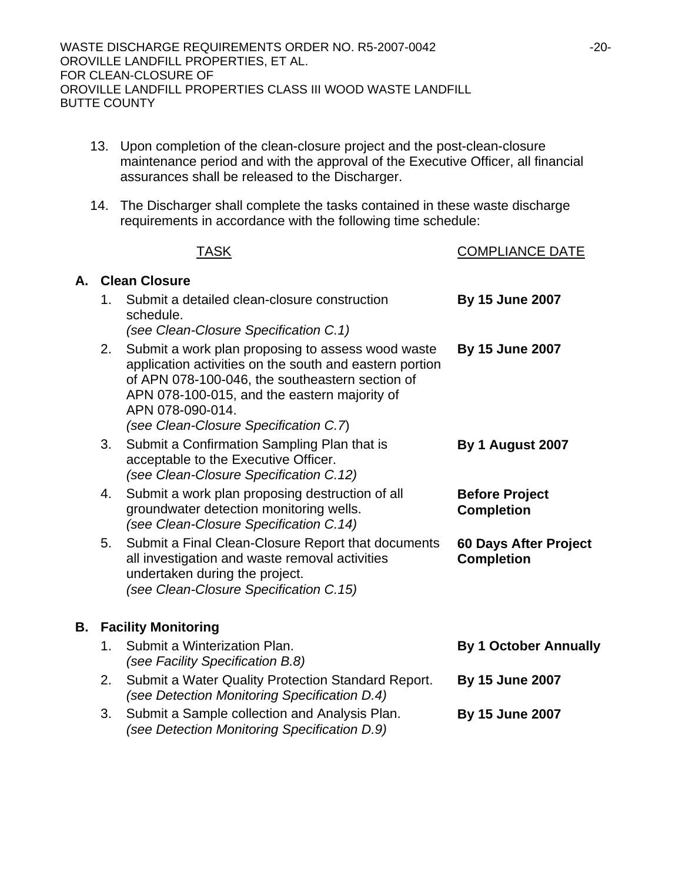13. Upon completion of the clean-closure project and the post-clean-closure maintenance period and with the approval of the Executive Officer, all financial assurances shall be released to the Discharger.

14. The Discharger shall complete the tasks contained in these waste discharge requirements in accordance with the following time schedule:

| | TASK | COMPLIANCE DATE |
|---|---|---|
| **A.** | **Clean Closure** | |
| 1. | Submit a detailed clean-closure construction schedule. *(see Clean-Closure Specification C.1)* | **By 15 June 2007** |
| 2. | Submit a work plan proposing to assess wood waste application activities on the south and eastern portion of APN 078-100-046, the southeastern section of APN 078-100-015, and the eastern majority of APN 078-090-014. *(see Clean-Closure Specification C.7)* | **By 15 June 2007** |
| 3. | Submit a Confirmation Sampling Plan that is acceptable to the Executive Officer. *(see Clean-Closure Specification C.12)* | **By 1 August 2007** |
| 4. | Submit a work plan proposing destruction of all groundwater detection monitoring wells. *(see Clean-Closure Specification C.14)* | **Before Project Completion** |
| 5. | Submit a Final Clean-Closure Report that documents all investigation and waste removal activities undertaken during the project. *(see Clean-Closure Specification C.15)* | **60 Days After Project Completion** |
| **B.** | **Facility Monitoring** | |
| 1. | Submit a Winterization Plan. *(see Facility Specification B.8)* | **By 1 October Annually** |
| 2. | Submit a Water Quality Protection Standard Report. *(see Detection Monitoring Specification D.4)* | **By 15 June 2007** |
| 3. | Submit a Sample collection and Analysis Plan. *(see Detection Monitoring Specification D.9)* | **By 15 June 2007** |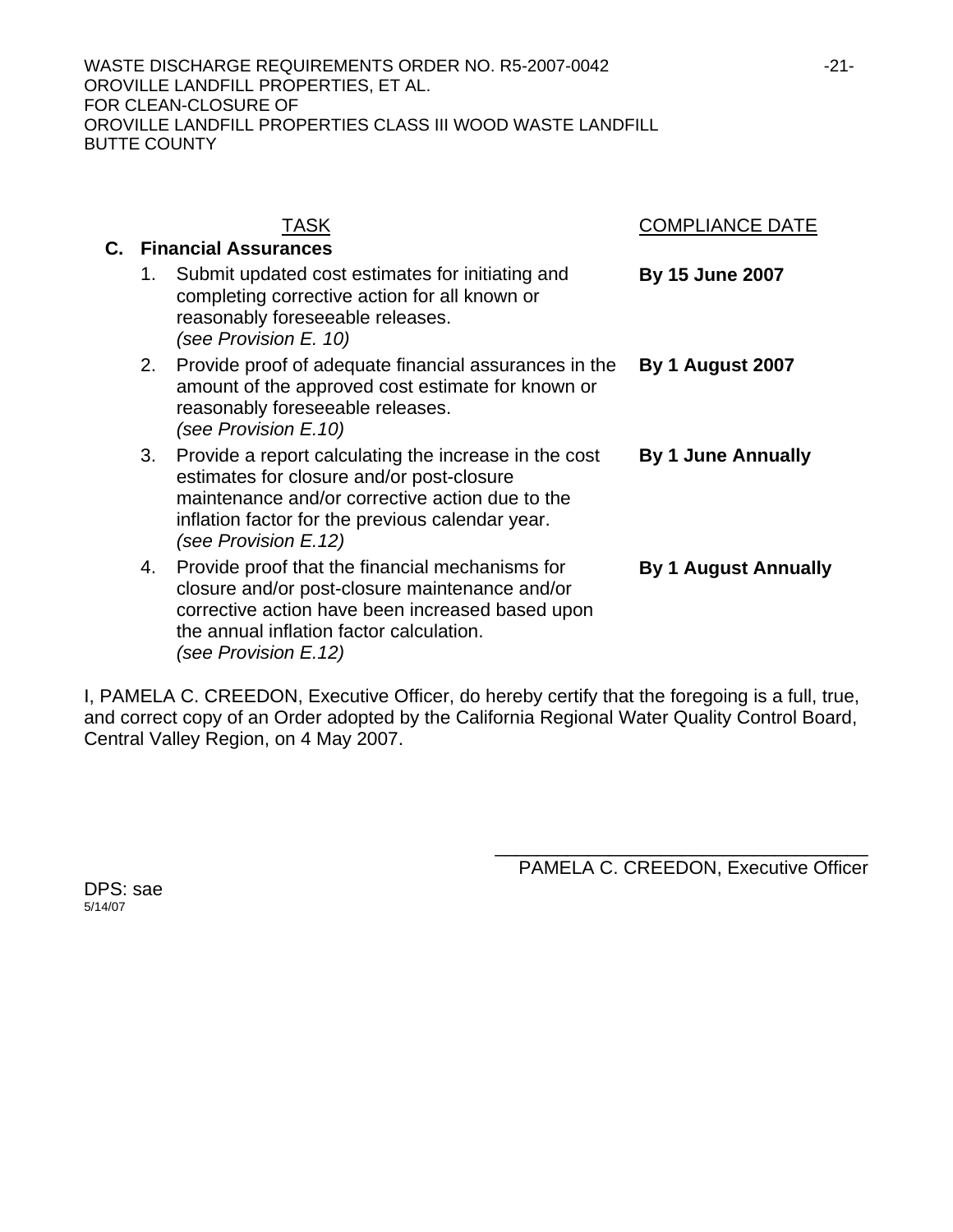| TASK | COMPLIANCE DATE |
|---|---|
| **C. Financial Assurances** | |
| 1. Submit updated cost estimates for initiating and completing corrective action for all known or reasonably foreseeable releases. *(see Provision E. 10)* | **By 15 June 2007** |
| 2. Provide proof of adequate financial assurances in the amount of the approved cost estimate for known or reasonably foreseeable releases. *(see Provision E.10)* | **By 1 August 2007** |
| 3. Provide a report calculating the increase in the cost estimates for closure and/or post-closure maintenance and/or corrective action due to the inflation factor for the previous calendar year. *(see Provision E.12)* | **By 1 June Annually** |
| 4. Provide proof that the financial mechanisms for closure and/or post-closure maintenance and/or corrective action have been increased based upon the annual inflation factor calculation. *(see Provision E.12)* | **By 1 August Annually** |

I, PAMELA C. CREEDON, Executive Officer, do hereby certify that the foregoing is a full, true, and correct copy of an Order adopted by the California Regional Water Quality Control Board, Central Valley Region, on 4 May 2007.

\_\_\_\_\_\_\_\_\_\_\_\_\_\_\_\_\_\_\_\_\_\_\_\_\_\_\_\_\_\_\_\_\_\_\_\_

PAMELA C. CREEDON, Executive Officer

DPS: sae

5/14/07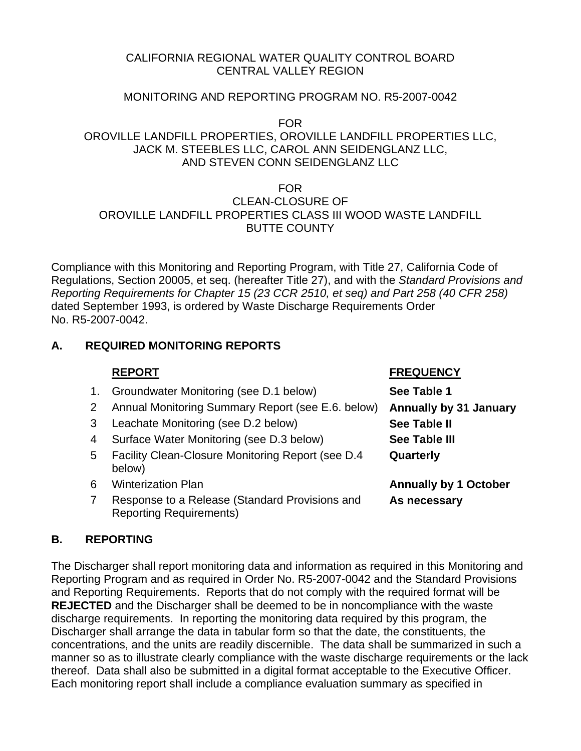CALIFORNIA REGIONAL WATER QUALITY CONTROL BOARD
CENTRAL VALLEY REGION

MONITORING AND REPORTING PROGRAM NO. R5-2007-0042

FOR
OROVILLE LANDFILL PROPERTIES, OROVILLE LANDFILL PROPERTIES LLC,
JACK M. STEEBLES LLC, CAROL ANN SEIDENGLANZ LLC,
AND STEVEN CONN SEIDENGLANZ LLC

FOR
CLEAN-CLOSURE OF
OROVILLE LANDFILL PROPERTIES CLASS III WOOD WASTE LANDFILL
BUTTE COUNTY

Compliance with this Monitoring and Reporting Program, with Title 27, California Code of Regulations, Section 20005, et seq. (hereafter Title 27), and with the *Standard Provisions and Reporting Requirements for Chapter 15 (23 CCR 2510, et seq) and Part 258 (40 CFR 258)* dated September 1993, is ordered by Waste Discharge Requirements Order No. R5-2007-0042.

## A. REQUIRED MONITORING REPORTS

| | REPORT | FREQUENCY |
|---|---|---|
| 1. | Groundwater Monitoring (see D.1 below) | **See Table 1** |
| 2 | Annual Monitoring Summary Report (see E.6. below) | **Annually by 31 January** |
| 3 | Leachate Monitoring (see D.2 below) | **See Table II** |
| 4 | Surface Water Monitoring (see D.3 below) | **See Table III** |
| 5 | Facility Clean-Closure Monitoring Report (see D.4 below) | **Quarterly** |
| 6 | Winterization Plan | **Annually by 1 October** |
| 7 | Response to a Release (Standard Provisions and Reporting Requirements) | **As necessary** |

## B. REPORTING

The Discharger shall report monitoring data and information as required in this Monitoring and Reporting Program and as required in Order No. R5-2007-0042 and the Standard Provisions and Reporting Requirements. Reports that do not comply with the required format will be **REJECTED** and the Discharger shall be deemed to be in noncompliance with the waste discharge requirements. In reporting the monitoring data required by this program, the Discharger shall arrange the data in tabular form so that the date, the constituents, the concentrations, and the units are readily discernible. The data shall be summarized in such a manner so as to illustrate clearly compliance with the waste discharge requirements or the lack thereof. Data shall also be submitted in a digital format acceptable to the Executive Officer. Each monitoring report shall include a compliance evaluation summary as specified in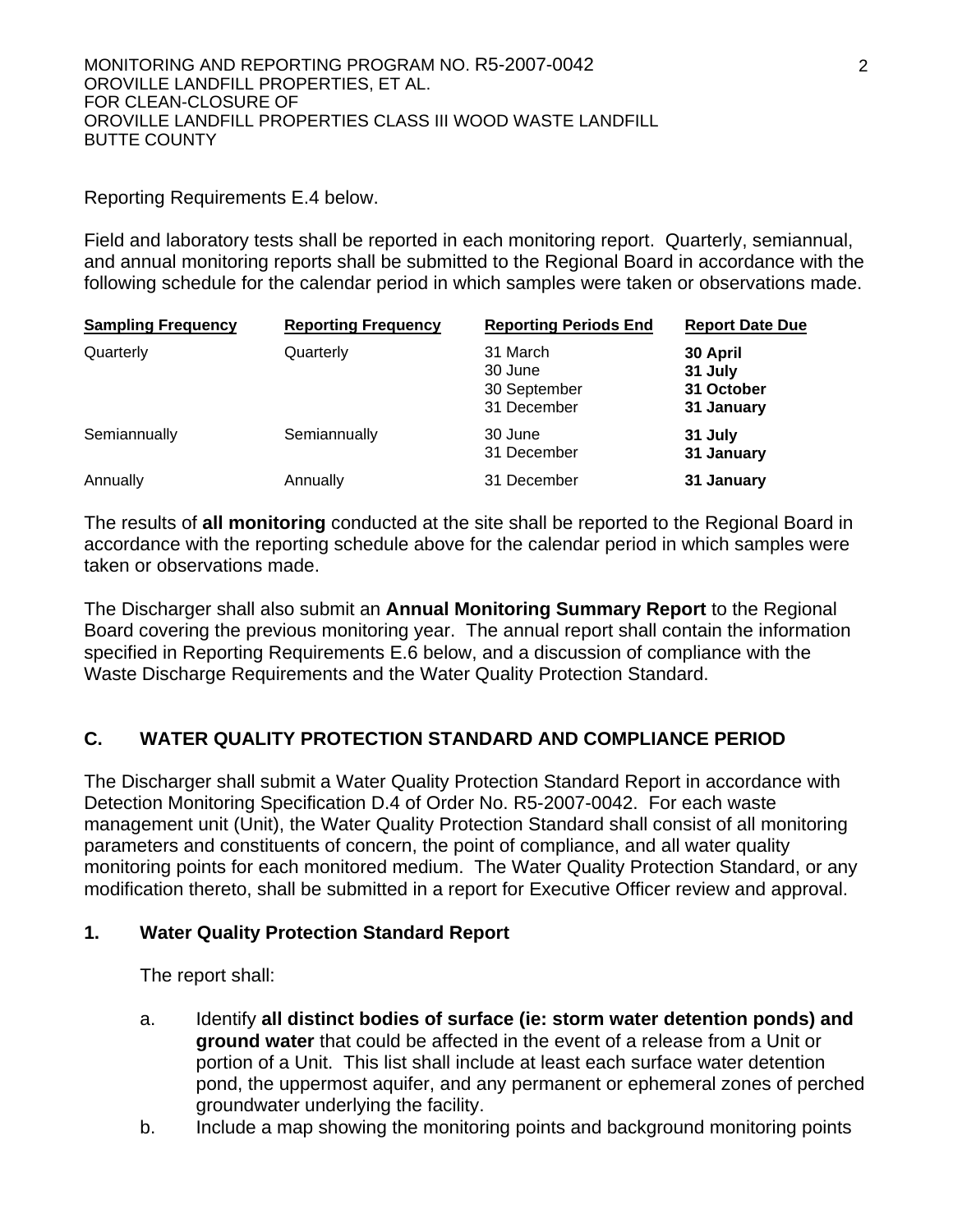Reporting Requirements E.4 below.

Field and laboratory tests shall be reported in each monitoring report. Quarterly, semiannual, and annual monitoring reports shall be submitted to the Regional Board in accordance with the following schedule for the calendar period in which samples were taken or observations made.

| Sampling Frequency | Reporting Frequency | Reporting Periods End | Report Date Due |
|---|---|---|---|
| Quarterly | Quarterly | 31 March<br>30 June<br>30 September<br>31 December | **30 April**<br>**31 July**<br>**31 October**<br>**31 January** |
| Semiannually | Semiannually | 30 June<br>31 December | **31 July**<br>**31 January** |
| Annually | Annually | 31 December | **31 January** |

The results of **all monitoring** conducted at the site shall be reported to the Regional Board in accordance with the reporting schedule above for the calendar period in which samples were taken or observations made.

The Discharger shall also submit an **Annual Monitoring Summary Report** to the Regional Board covering the previous monitoring year. The annual report shall contain the information specified in Reporting Requirements E.6 below, and a discussion of compliance with the Waste Discharge Requirements and the Water Quality Protection Standard.

## C. WATER QUALITY PROTECTION STANDARD AND COMPLIANCE PERIOD

The Discharger shall submit a Water Quality Protection Standard Report in accordance with Detection Monitoring Specification D.4 of Order No. R5-2007-0042. For each waste management unit (Unit), the Water Quality Protection Standard shall consist of all monitoring parameters and constituents of concern, the point of compliance, and all water quality monitoring points for each monitored medium. The Water Quality Protection Standard, or any modification thereto, shall be submitted in a report for Executive Officer review and approval.

### 1. Water Quality Protection Standard Report

The report shall:

a. Identify **all distinct bodies of surface (ie: storm water detention ponds) and ground water** that could be affected in the event of a release from a Unit or portion of a Unit. This list shall include at least each surface water detention pond, the uppermost aquifer, and any permanent or ephemeral zones of perched groundwater underlying the facility.

b. Include a map showing the monitoring points and background monitoring points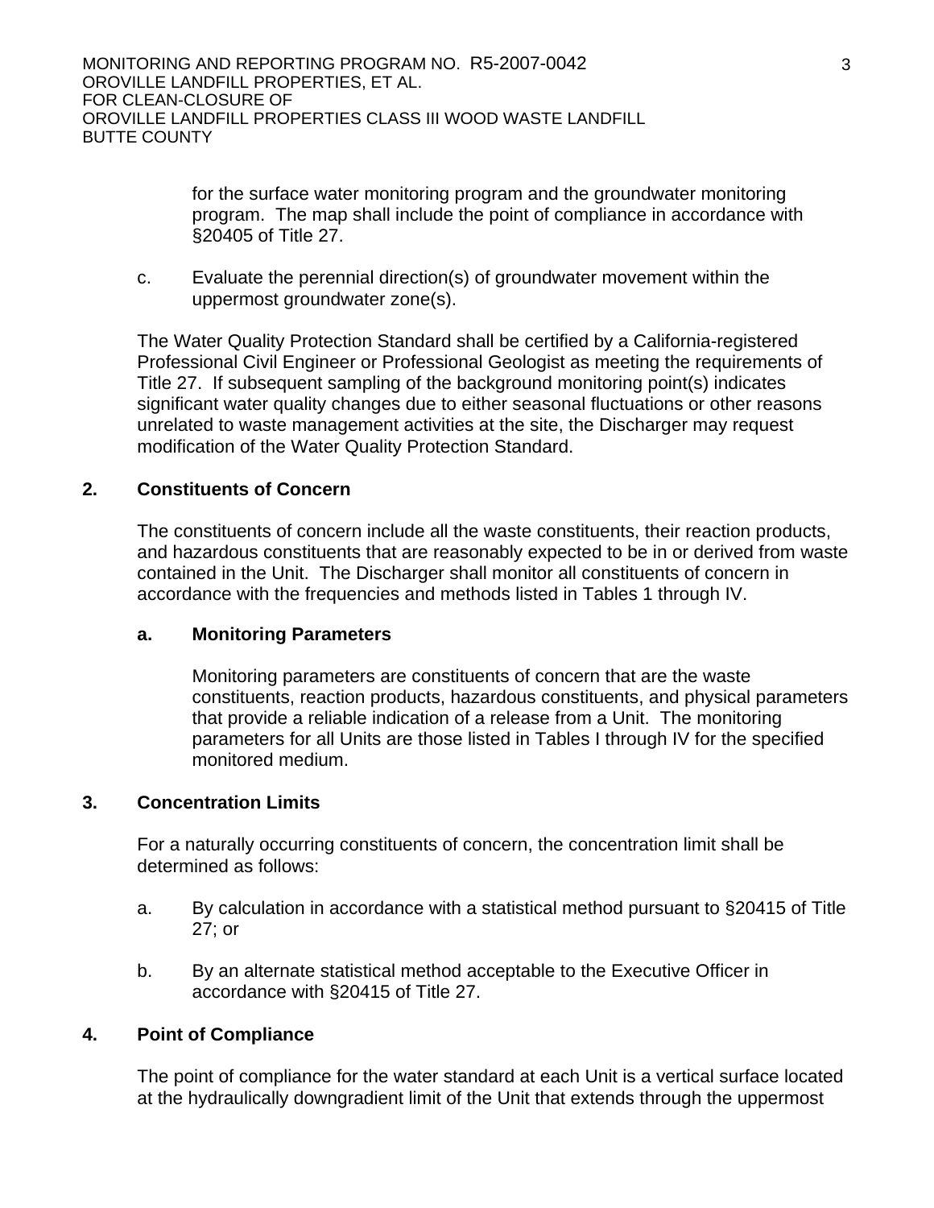for the surface water monitoring program and the groundwater monitoring program. The map shall include the point of compliance in accordance with §20405 of Title 27.

c. Evaluate the perennial direction(s) of groundwater movement within the uppermost groundwater zone(s).

The Water Quality Protection Standard shall be certified by a California-registered Professional Civil Engineer or Professional Geologist as meeting the requirements of Title 27. If subsequent sampling of the background monitoring point(s) indicates significant water quality changes due to either seasonal fluctuations or other reasons unrelated to waste management activities at the site, the Discharger may request modification of the Water Quality Protection Standard.

## 2. Constituents of Concern

The constituents of concern include all the waste constituents, their reaction products, and hazardous constituents that are reasonably expected to be in or derived from waste contained in the Unit. The Discharger shall monitor all constituents of concern in accordance with the frequencies and methods listed in Tables 1 through IV.

### a. Monitoring Parameters

Monitoring parameters are constituents of concern that are the waste constituents, reaction products, hazardous constituents, and physical parameters that provide a reliable indication of a release from a Unit. The monitoring parameters for all Units are those listed in Tables I through IV for the specified monitored medium.

## 3. Concentration Limits

For a naturally occurring constituents of concern, the concentration limit shall be determined as follows:

a. By calculation in accordance with a statistical method pursuant to §20415 of Title 27; or

b. By an alternate statistical method acceptable to the Executive Officer in accordance with §20415 of Title 27.

## 4. Point of Compliance

The point of compliance for the water standard at each Unit is a vertical surface located at the hydraulically downgradient limit of the Unit that extends through the uppermost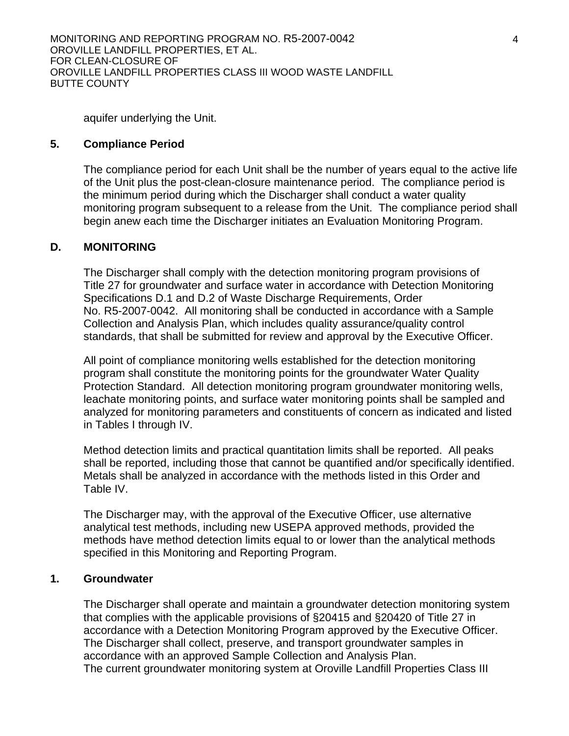aquifer underlying the Unit.

## 5. Compliance Period

The compliance period for each Unit shall be the number of years equal to the active life of the Unit plus the post-clean-closure maintenance period. The compliance period is the minimum period during which the Discharger shall conduct a water quality monitoring program subsequent to a release from the Unit. The compliance period shall begin anew each time the Discharger initiates an Evaluation Monitoring Program.

## D. MONITORING

The Discharger shall comply with the detection monitoring program provisions of Title 27 for groundwater and surface water in accordance with Detection Monitoring Specifications D.1 and D.2 of Waste Discharge Requirements, Order No. R5-2007-0042. All monitoring shall be conducted in accordance with a Sample Collection and Analysis Plan, which includes quality assurance/quality control standards, that shall be submitted for review and approval by the Executive Officer.

All point of compliance monitoring wells established for the detection monitoring program shall constitute the monitoring points for the groundwater Water Quality Protection Standard. All detection monitoring program groundwater monitoring wells, leachate monitoring points, and surface water monitoring points shall be sampled and analyzed for monitoring parameters and constituents of concern as indicated and listed in Tables I through IV.

Method detection limits and practical quantitation limits shall be reported. All peaks shall be reported, including those that cannot be quantified and/or specifically identified. Metals shall be analyzed in accordance with the methods listed in this Order and Table IV.

The Discharger may, with the approval of the Executive Officer, use alternative analytical test methods, including new USEPA approved methods, provided the methods have method detection limits equal to or lower than the analytical methods specified in this Monitoring and Reporting Program.

## 1. Groundwater

The Discharger shall operate and maintain a groundwater detection monitoring system that complies with the applicable provisions of §20415 and §20420 of Title 27 in accordance with a Detection Monitoring Program approved by the Executive Officer. The Discharger shall collect, preserve, and transport groundwater samples in accordance with an approved Sample Collection and Analysis Plan.
The current groundwater monitoring system at Oroville Landfill Properties Class III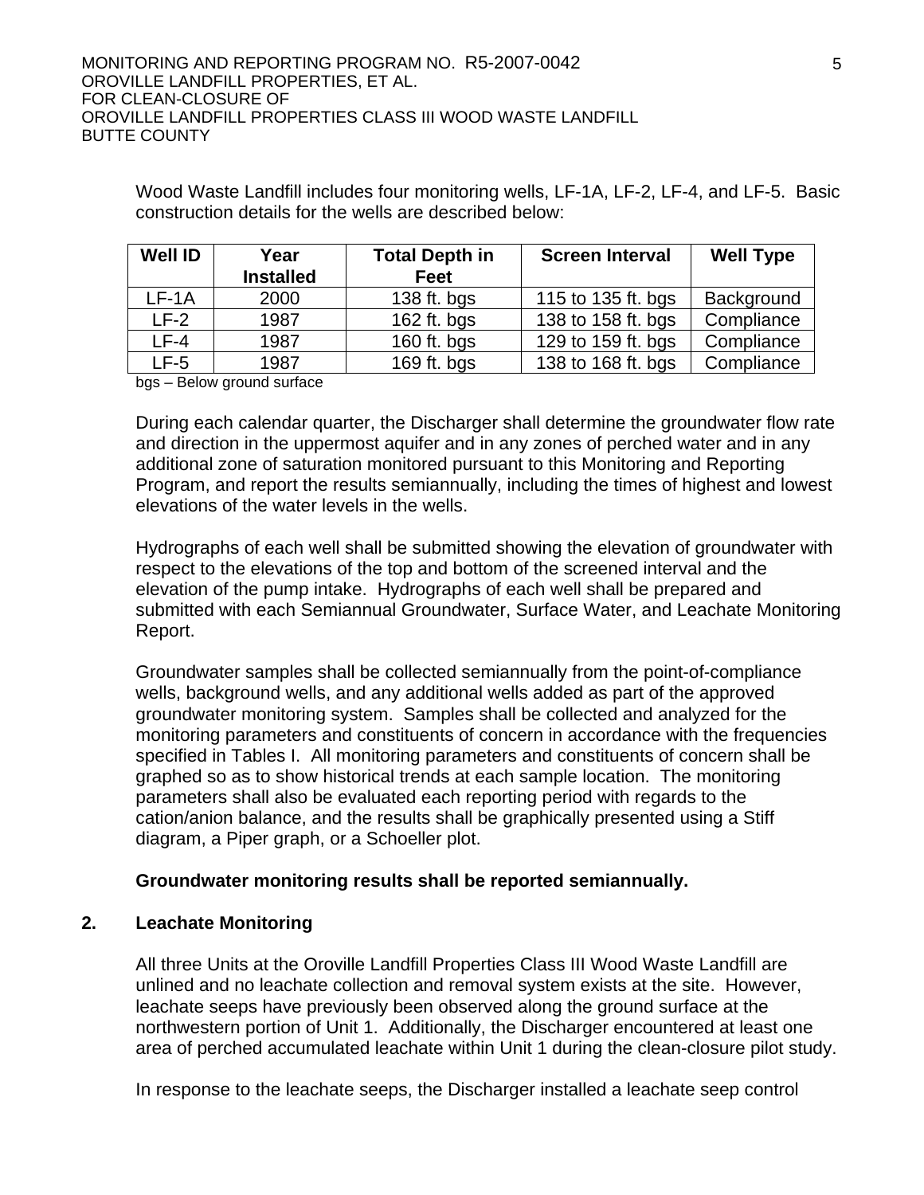Wood Waste Landfill includes four monitoring wells, LF-1A, LF-2, LF-4, and LF-5. Basic construction details for the wells are described below:

| Well ID | Year Installed | Total Depth in Feet | Screen Interval | Well Type |
|---|---|---|---|---|
| LF-1A | 2000 | 138 ft. bgs | 115 to 135 ft. bgs | Background |
| LF-2 | 1987 | 162 ft. bgs | 138 to 158 ft. bgs | Compliance |
| LF-4 | 1987 | 160 ft. bgs | 129 to 159 ft. bgs | Compliance |
| LF-5 | 1987 | 169 ft. bgs | 138 to 168 ft. bgs | Compliance |

bgs – Below ground surface

During each calendar quarter, the Discharger shall determine the groundwater flow rate and direction in the uppermost aquifer and in any zones of perched water and in any additional zone of saturation monitored pursuant to this Monitoring and Reporting Program, and report the results semiannually, including the times of highest and lowest elevations of the water levels in the wells.

Hydrographs of each well shall be submitted showing the elevation of groundwater with respect to the elevations of the top and bottom of the screened interval and the elevation of the pump intake. Hydrographs of each well shall be prepared and submitted with each Semiannual Groundwater, Surface Water, and Leachate Monitoring Report.

Groundwater samples shall be collected semiannually from the point-of-compliance wells, background wells, and any additional wells added as part of the approved groundwater monitoring system. Samples shall be collected and analyzed for the monitoring parameters and constituents of concern in accordance with the frequencies specified in Tables I. All monitoring parameters and constituents of concern shall be graphed so as to show historical trends at each sample location. The monitoring parameters shall also be evaluated each reporting period with regards to the cation/anion balance, and the results shall be graphically presented using a Stiff diagram, a Piper graph, or a Schoeller plot.

**Groundwater monitoring results shall be reported semiannually.**

## 2. Leachate Monitoring

All three Units at the Oroville Landfill Properties Class III Wood Waste Landfill are unlined and no leachate collection and removal system exists at the site. However, leachate seeps have previously been observed along the ground surface at the northwestern portion of Unit 1. Additionally, the Discharger encountered at least one area of perched accumulated leachate within Unit 1 during the clean-closure pilot study.

In response to the leachate seeps, the Discharger installed a leachate seep control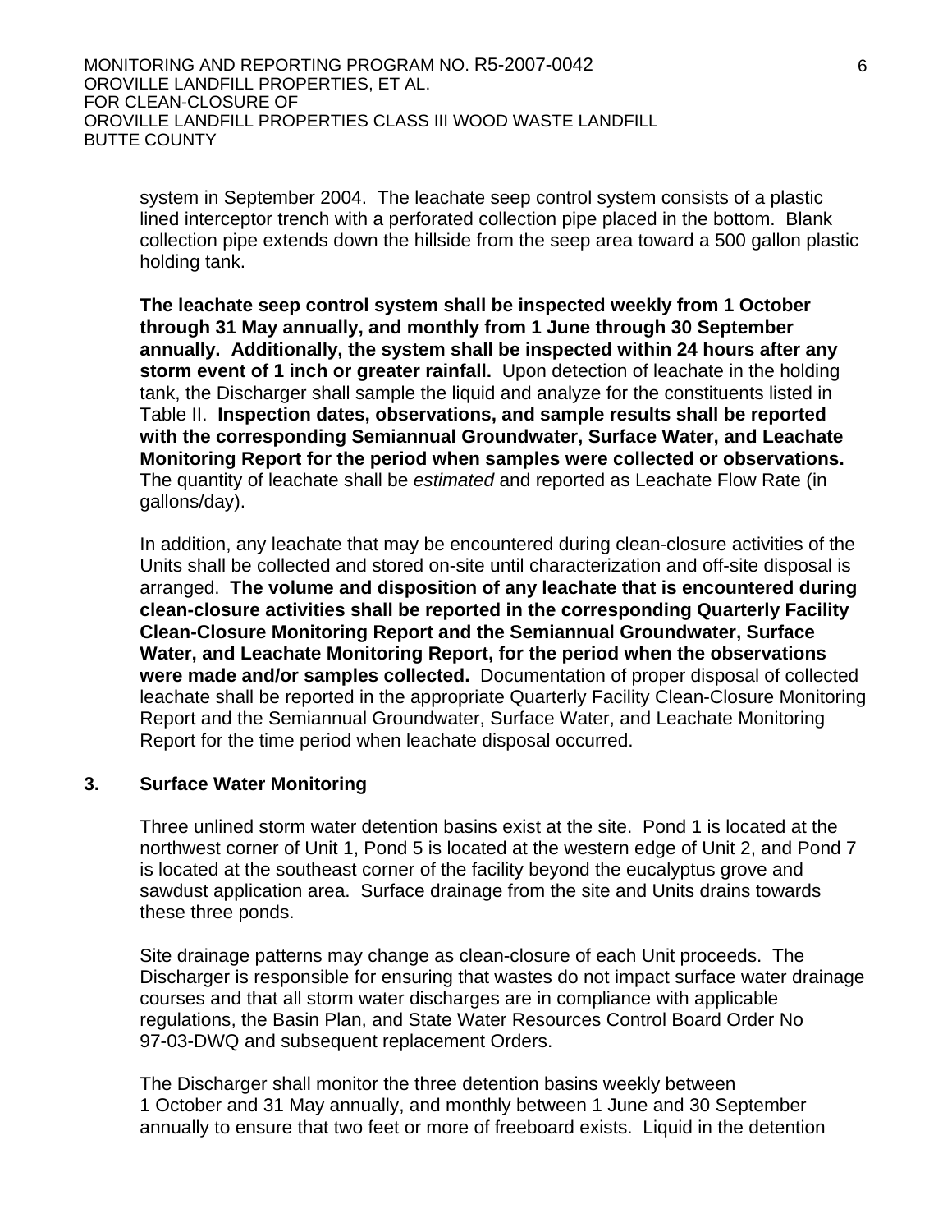system in September 2004. The leachate seep control system consists of a plastic lined interceptor trench with a perforated collection pipe placed in the bottom. Blank collection pipe extends down the hillside from the seep area toward a 500 gallon plastic holding tank.

**The leachate seep control system shall be inspected weekly from 1 October through 31 May annually, and monthly from 1 June through 30 September annually. Additionally, the system shall be inspected within 24 hours after any storm event of 1 inch or greater rainfall.** Upon detection of leachate in the holding tank, the Discharger shall sample the liquid and analyze for the constituents listed in Table II. **Inspection dates, observations, and sample results shall be reported with the corresponding Semiannual Groundwater, Surface Water, and Leachate Monitoring Report for the period when samples were collected or observations.** The quantity of leachate shall be *estimated* and reported as Leachate Flow Rate (in gallons/day).

In addition, any leachate that may be encountered during clean-closure activities of the Units shall be collected and stored on-site until characterization and off-site disposal is arranged. **The volume and disposition of any leachate that is encountered during clean-closure activities shall be reported in the corresponding Quarterly Facility Clean-Closure Monitoring Report and the Semiannual Groundwater, Surface Water, and Leachate Monitoring Report, for the period when the observations were made and/or samples collected.** Documentation of proper disposal of collected leachate shall be reported in the appropriate Quarterly Facility Clean-Closure Monitoring Report and the Semiannual Groundwater, Surface Water, and Leachate Monitoring Report for the time period when leachate disposal occurred.

### 3. Surface Water Monitoring

Three unlined storm water detention basins exist at the site. Pond 1 is located at the northwest corner of Unit 1, Pond 5 is located at the western edge of Unit 2, and Pond 7 is located at the southeast corner of the facility beyond the eucalyptus grove and sawdust application area. Surface drainage from the site and Units drains towards these three ponds.

Site drainage patterns may change as clean-closure of each Unit proceeds. The Discharger is responsible for ensuring that wastes do not impact surface water drainage courses and that all storm water discharges are in compliance with applicable regulations, the Basin Plan, and State Water Resources Control Board Order No 97-03-DWQ and subsequent replacement Orders.

The Discharger shall monitor the three detention basins weekly between 1 October and 31 May annually, and monthly between 1 June and 30 September annually to ensure that two feet or more of freeboard exists. Liquid in the detention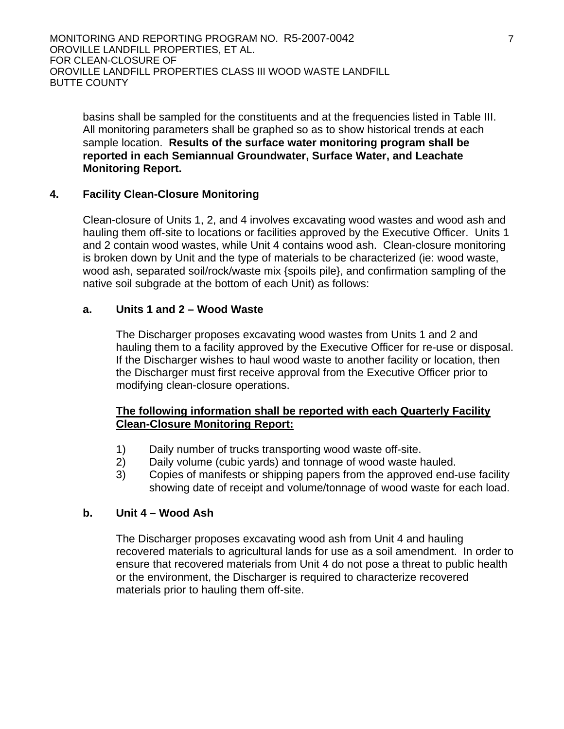basins shall be sampled for the constituents and at the frequencies listed in Table III. All monitoring parameters shall be graphed so as to show historical trends at each sample location. **Results of the surface water monitoring program shall be reported in each Semiannual Groundwater, Surface Water, and Leachate Monitoring Report.**

### 4. Facility Clean-Closure Monitoring

Clean-closure of Units 1, 2, and 4 involves excavating wood wastes and wood ash and hauling them off-site to locations or facilities approved by the Executive Officer. Units 1 and 2 contain wood wastes, while Unit 4 contains wood ash. Clean-closure monitoring is broken down by Unit and the type of materials to be characterized (ie: wood waste, wood ash, separated soil/rock/waste mix {spoils pile}, and confirmation sampling of the native soil subgrade at the bottom of each Unit) as follows:

#### a. Units 1 and 2 – Wood Waste

The Discharger proposes excavating wood wastes from Units 1 and 2 and hauling them to a facility approved by the Executive Officer for re-use or disposal. If the Discharger wishes to haul wood waste to another facility or location, then the Discharger must first receive approval from the Executive Officer prior to modifying clean-closure operations.

**The following information shall be reported with each Quarterly Facility Clean-Closure Monitoring Report:**

1) Daily number of trucks transporting wood waste off-site.
2) Daily volume (cubic yards) and tonnage of wood waste hauled.
3) Copies of manifests or shipping papers from the approved end-use facility showing date of receipt and volume/tonnage of wood waste for each load.

#### b. Unit 4 – Wood Ash

The Discharger proposes excavating wood ash from Unit 4 and hauling recovered materials to agricultural lands for use as a soil amendment. In order to ensure that recovered materials from Unit 4 do not pose a threat to public health or the environment, the Discharger is required to characterize recovered materials prior to hauling them off-site.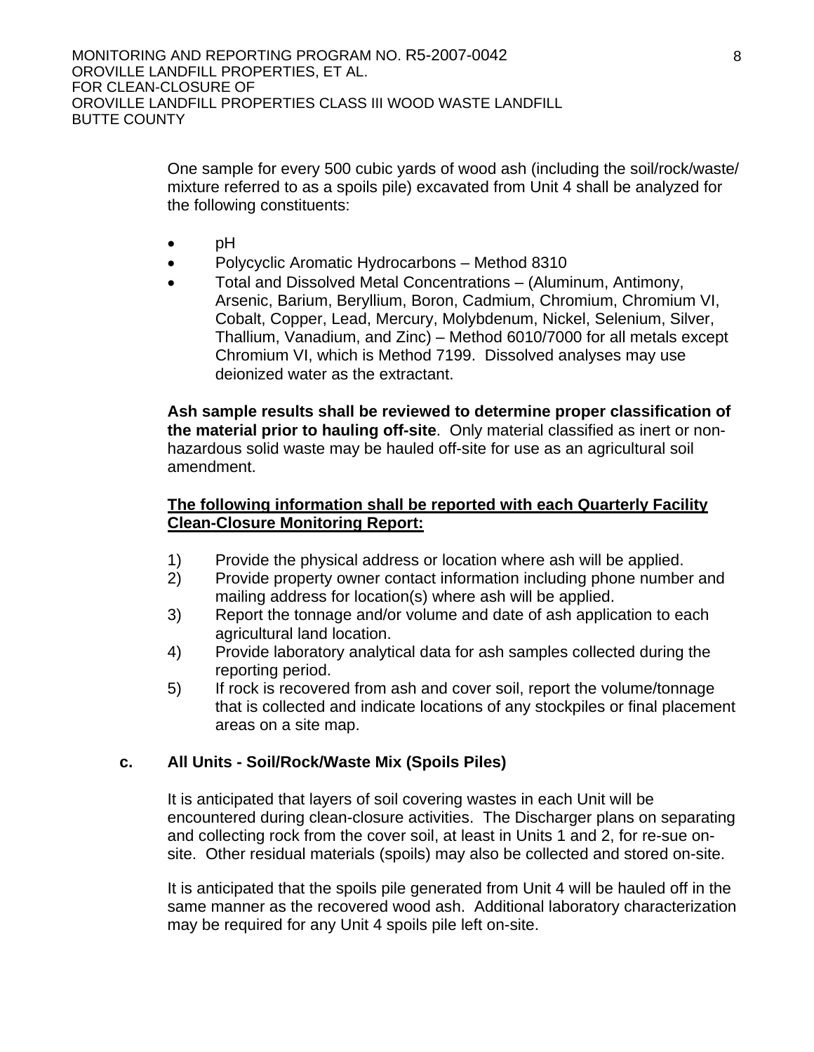One sample for every 500 cubic yards of wood ash (including the soil/rock/waste/ mixture referred to as a spoils pile) excavated from Unit 4 shall be analyzed for the following constituents:

- pH
- Polycyclic Aromatic Hydrocarbons – Method 8310
- Total and Dissolved Metal Concentrations – (Aluminum, Antimony, Arsenic, Barium, Beryllium, Boron, Cadmium, Chromium, Chromium VI, Cobalt, Copper, Lead, Mercury, Molybdenum, Nickel, Selenium, Silver, Thallium, Vanadium, and Zinc) – Method 6010/7000 for all metals except Chromium VI, which is Method 7199. Dissolved analyses may use deionized water as the extractant.

**Ash sample results shall be reviewed to determine proper classification of the material prior to hauling off-site**. Only material classified as inert or non-hazardous solid waste may be hauled off-site for use as an agricultural soil amendment.

**<u>The following information shall be reported with each Quarterly Facility Clean-Closure Monitoring Report:</u>**

1) Provide the physical address or location where ash will be applied.
2) Provide property owner contact information including phone number and mailing address for location(s) where ash will be applied.
3) Report the tonnage and/or volume and date of ash application to each agricultural land location.
4) Provide laboratory analytical data for ash samples collected during the reporting period.
5) If rock is recovered from ash and cover soil, report the volume/tonnage that is collected and indicate locations of any stockpiles or final placement areas on a site map.

**c. All Units - Soil/Rock/Waste Mix (Spoils Piles)**

It is anticipated that layers of soil covering wastes in each Unit will be encountered during clean-closure activities. The Discharger plans on separating and collecting rock from the cover soil, at least in Units 1 and 2, for re-sue on-site. Other residual materials (spoils) may also be collected and stored on-site.

It is anticipated that the spoils pile generated from Unit 4 will be hauled off in the same manner as the recovered wood ash. Additional laboratory characterization may be required for any Unit 4 spoils pile left on-site.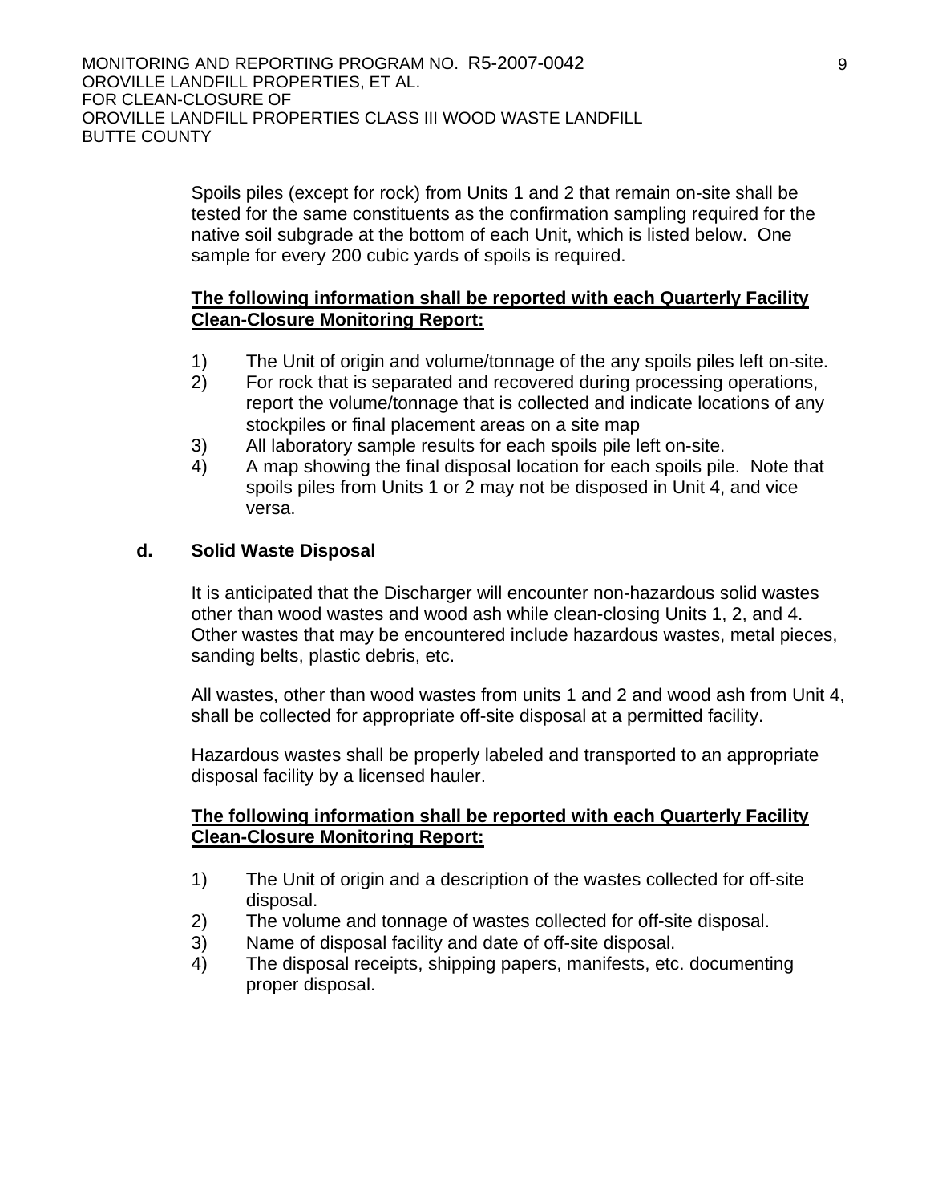Spoils piles (except for rock) from Units 1 and 2 that remain on-site shall be tested for the same constituents as the confirmation sampling required for the native soil subgrade at the bottom of each Unit, which is listed below. One sample for every 200 cubic yards of spoils is required.

**The following information shall be reported with each Quarterly Facility Clean-Closure Monitoring Report:**

1) The Unit of origin and volume/tonnage of the any spoils piles left on-site.
2) For rock that is separated and recovered during processing operations, report the volume/tonnage that is collected and indicate locations of any stockpiles or final placement areas on a site map
3) All laboratory sample results for each spoils pile left on-site.
4) A map showing the final disposal location for each spoils pile. Note that spoils piles from Units 1 or 2 may not be disposed in Unit 4, and vice versa.

**d. Solid Waste Disposal**

It is anticipated that the Discharger will encounter non-hazardous solid wastes other than wood wastes and wood ash while clean-closing Units 1, 2, and 4. Other wastes that may be encountered include hazardous wastes, metal pieces, sanding belts, plastic debris, etc.

All wastes, other than wood wastes from units 1 and 2 and wood ash from Unit 4, shall be collected for appropriate off-site disposal at a permitted facility.

Hazardous wastes shall be properly labeled and transported to an appropriate disposal facility by a licensed hauler.

**The following information shall be reported with each Quarterly Facility Clean-Closure Monitoring Report:**

1) The Unit of origin and a description of the wastes collected for off-site disposal.
2) The volume and tonnage of wastes collected for off-site disposal.
3) Name of disposal facility and date of off-site disposal.
4) The disposal receipts, shipping papers, manifests, etc. documenting proper disposal.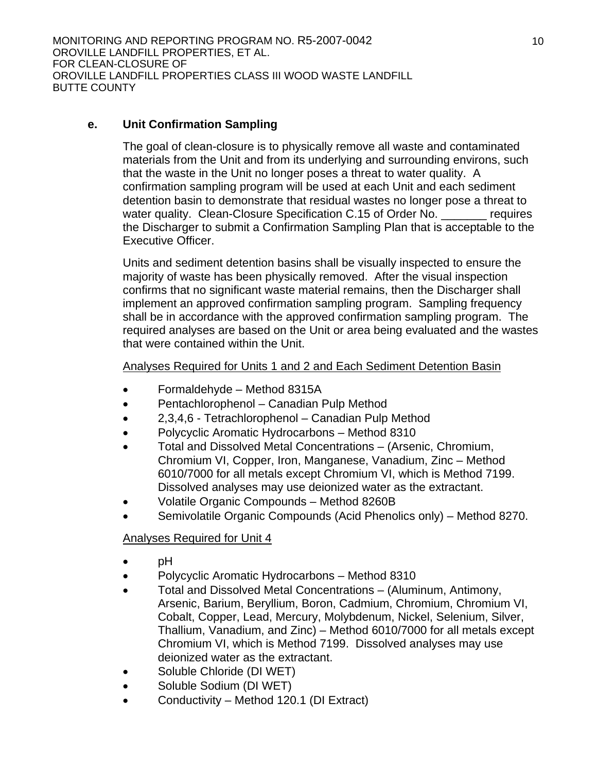**e. Unit Confirmation Sampling**

The goal of clean-closure is to physically remove all waste and contaminated materials from the Unit and from its underlying and surrounding environs, such that the waste in the Unit no longer poses a threat to water quality. A confirmation sampling program will be used at each Unit and each sediment detention basin to demonstrate that residual wastes no longer pose a threat to water quality. Clean-Closure Specification C.15 of Order No. _______ requires the Discharger to submit a Confirmation Sampling Plan that is acceptable to the Executive Officer.

Units and sediment detention basins shall be visually inspected to ensure the majority of waste has been physically removed. After the visual inspection confirms that no significant waste material remains, then the Discharger shall implement an approved confirmation sampling program. Sampling frequency shall be in accordance with the approved confirmation sampling program. The required analyses are based on the Unit or area being evaluated and the wastes that were contained within the Unit.

<u>Analyses Required for Units 1 and 2 and Each Sediment Detention Basin</u>

- Formaldehyde – Method 8315A
- Pentachlorophenol – Canadian Pulp Method
- 2,3,4,6 - Tetrachlorophenol – Canadian Pulp Method
- Polycyclic Aromatic Hydrocarbons – Method 8310
- Total and Dissolved Metal Concentrations – (Arsenic, Chromium, Chromium VI, Copper, Iron, Manganese, Vanadium, Zinc – Method 6010/7000 for all metals except Chromium VI, which is Method 7199. Dissolved analyses may use deionized water as the extractant.
- Volatile Organic Compounds – Method 8260B
- Semivolatile Organic Compounds (Acid Phenolics only) – Method 8270.

<u>Analyses Required for Unit 4</u>

- pH
- Polycyclic Aromatic Hydrocarbons – Method 8310
- Total and Dissolved Metal Concentrations – (Aluminum, Antimony, Arsenic, Barium, Beryllium, Boron, Cadmium, Chromium, Chromium VI, Cobalt, Copper, Lead, Mercury, Molybdenum, Nickel, Selenium, Silver, Thallium, Vanadium, and Zinc) – Method 6010/7000 for all metals except Chromium VI, which is Method 7199. Dissolved analyses may use deionized water as the extractant.
- Soluble Chloride (DI WET)
- Soluble Sodium (DI WET)
- Conductivity – Method 120.1 (DI Extract)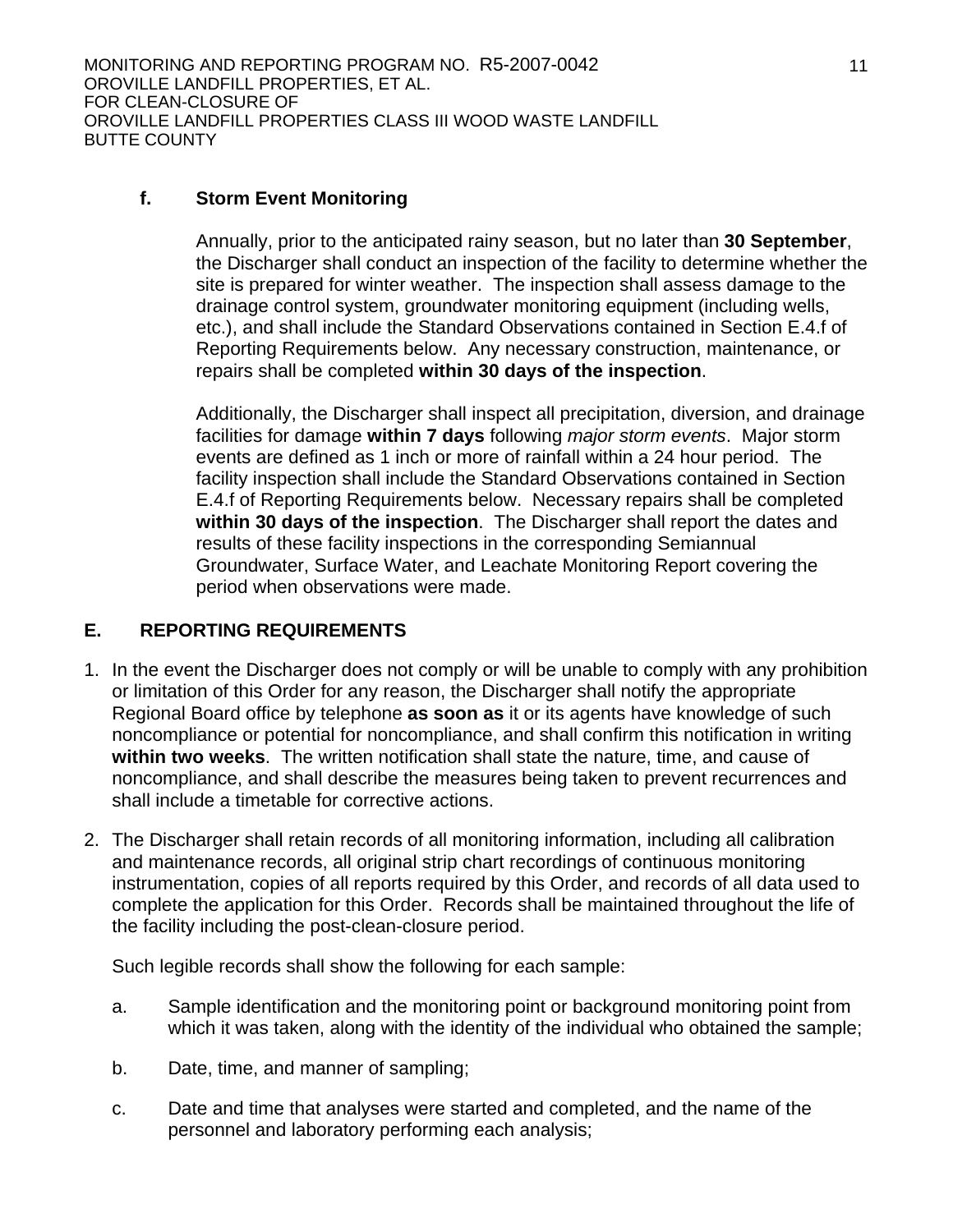**f. Storm Event Monitoring**

Annually, prior to the anticipated rainy season, but no later than **30 September**, the Discharger shall conduct an inspection of the facility to determine whether the site is prepared for winter weather. The inspection shall assess damage to the drainage control system, groundwater monitoring equipment (including wells, etc.), and shall include the Standard Observations contained in Section E.4.f of Reporting Requirements below. Any necessary construction, maintenance, or repairs shall be completed **within 30 days of the inspection**.

Additionally, the Discharger shall inspect all precipitation, diversion, and drainage facilities for damage **within 7 days** following *major storm events*. Major storm events are defined as 1 inch or more of rainfall within a 24 hour period. The facility inspection shall include the Standard Observations contained in Section E.4.f of Reporting Requirements below. Necessary repairs shall be completed **within 30 days of the inspection**. The Discharger shall report the dates and results of these facility inspections in the corresponding Semiannual Groundwater, Surface Water, and Leachate Monitoring Report covering the period when observations were made.

## E. REPORTING REQUIREMENTS

1. In the event the Discharger does not comply or will be unable to comply with any prohibition or limitation of this Order for any reason, the Discharger shall notify the appropriate Regional Board office by telephone **as soon as** it or its agents have knowledge of such noncompliance or potential for noncompliance, and shall confirm this notification in writing **within two weeks**. The written notification shall state the nature, time, and cause of noncompliance, and shall describe the measures being taken to prevent recurrences and shall include a timetable for corrective actions.

2. The Discharger shall retain records of all monitoring information, including all calibration and maintenance records, all original strip chart recordings of continuous monitoring instrumentation, copies of all reports required by this Order, and records of all data used to complete the application for this Order. Records shall be maintained throughout the life of the facility including the post-clean-closure period.

   Such legible records shall show the following for each sample:

   a. Sample identification and the monitoring point or background monitoring point from which it was taken, along with the identity of the individual who obtained the sample;

   b. Date, time, and manner of sampling;

   c. Date and time that analyses were started and completed, and the name of the personnel and laboratory performing each analysis;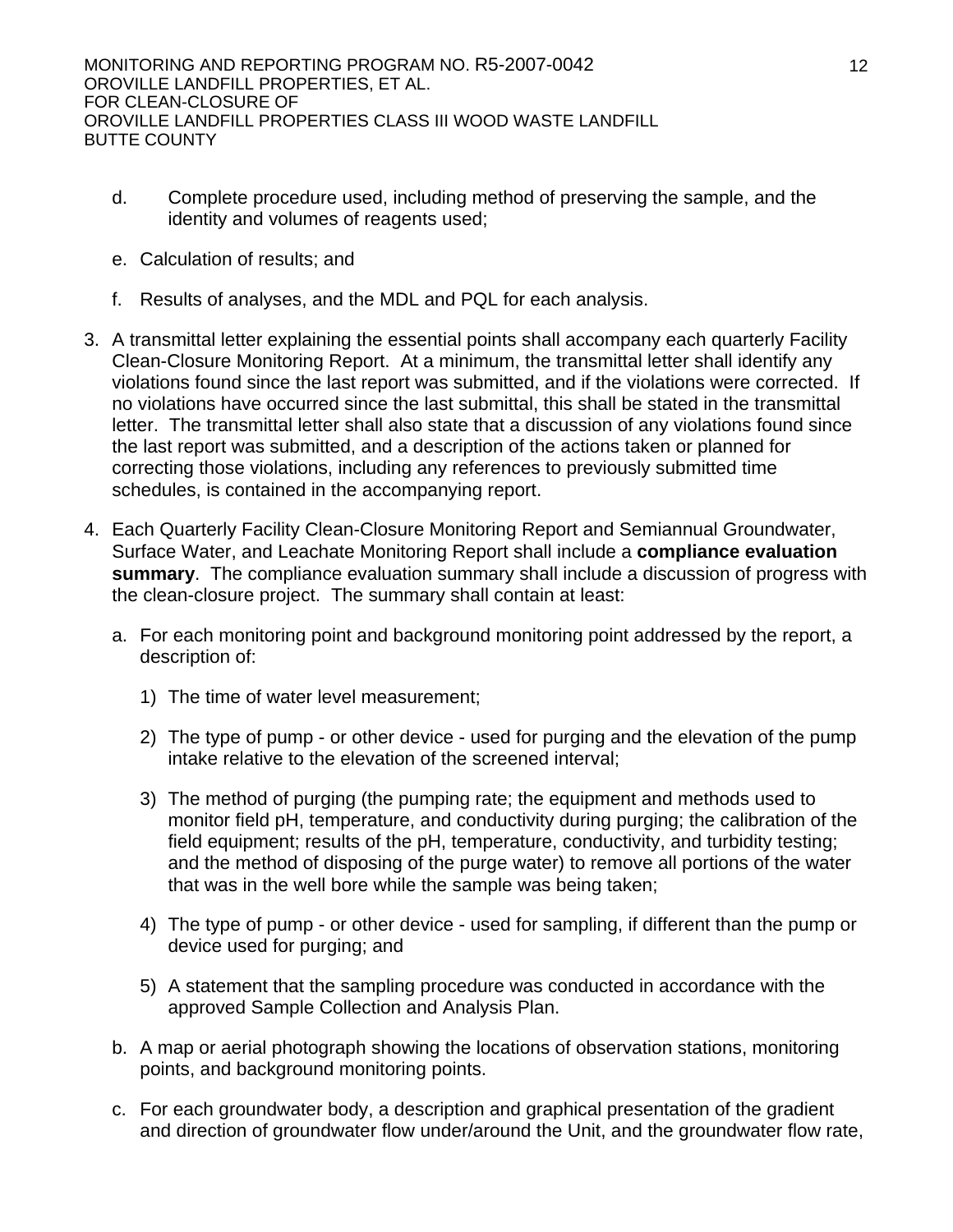d. Complete procedure used, including method of preserving the sample, and the identity and volumes of reagents used;

e. Calculation of results; and

f. Results of analyses, and the MDL and PQL for each analysis.

3. A transmittal letter explaining the essential points shall accompany each quarterly Facility Clean-Closure Monitoring Report. At a minimum, the transmittal letter shall identify any violations found since the last report was submitted, and if the violations were corrected. If no violations have occurred since the last submittal, this shall be stated in the transmittal letter. The transmittal letter shall also state that a discussion of any violations found since the last report was submitted, and a description of the actions taken or planned for correcting those violations, including any references to previously submitted time schedules, is contained in the accompanying report.

4. Each Quarterly Facility Clean-Closure Monitoring Report and Semiannual Groundwater, Surface Water, and Leachate Monitoring Report shall include a **compliance evaluation summary**. The compliance evaluation summary shall include a discussion of progress with the clean-closure project. The summary shall contain at least:

   a. For each monitoring point and background monitoring point addressed by the report, a description of:

      1) The time of water level measurement;

      2) The type of pump - or other device - used for purging and the elevation of the pump intake relative to the elevation of the screened interval;

      3) The method of purging (the pumping rate; the equipment and methods used to monitor field pH, temperature, and conductivity during purging; the calibration of the field equipment; results of the pH, temperature, conductivity, and turbidity testing; and the method of disposing of the purge water) to remove all portions of the water that was in the well bore while the sample was being taken;

      4) The type of pump - or other device - used for sampling, if different than the pump or device used for purging; and

      5) A statement that the sampling procedure was conducted in accordance with the approved Sample Collection and Analysis Plan.

   b. A map or aerial photograph showing the locations of observation stations, monitoring points, and background monitoring points.

   c. For each groundwater body, a description and graphical presentation of the gradient and direction of groundwater flow under/around the Unit, and the groundwater flow rate,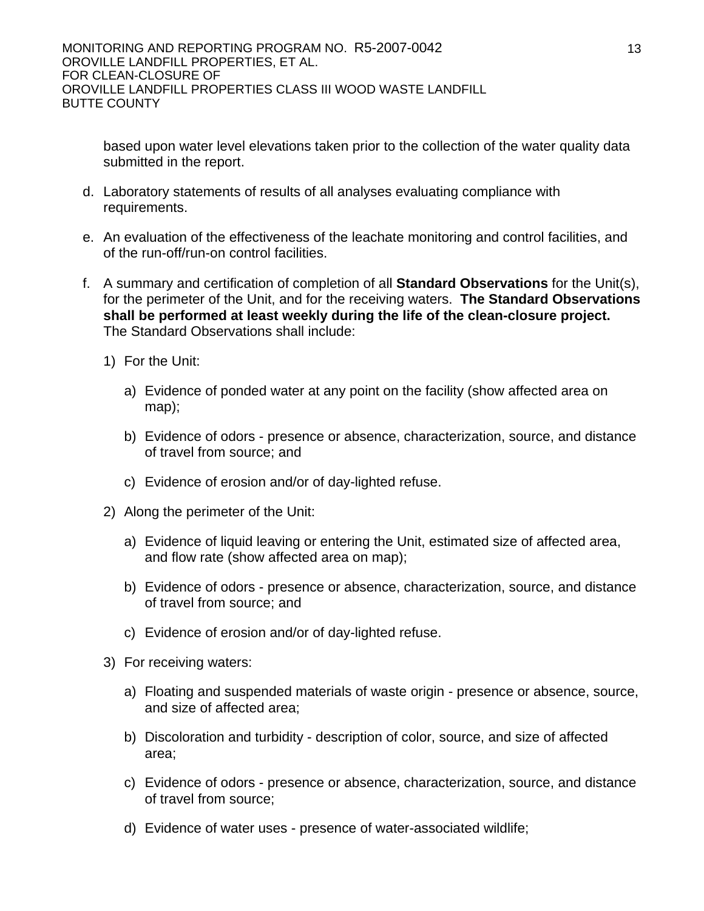based upon water level elevations taken prior to the collection of the water quality data submitted in the report.

d. Laboratory statements of results of all analyses evaluating compliance with requirements.

e. An evaluation of the effectiveness of the leachate monitoring and control facilities, and of the run-off/run-on control facilities.

f. A summary and certification of completion of all **Standard Observations** for the Unit(s), for the perimeter of the Unit, and for the receiving waters. **The Standard Observations shall be performed at least weekly during the life of the clean-closure project.** The Standard Observations shall include:

   1) For the Unit:

      a) Evidence of ponded water at any point on the facility (show affected area on map);

      b) Evidence of odors - presence or absence, characterization, source, and distance of travel from source; and

      c) Evidence of erosion and/or of day-lighted refuse.

   2) Along the perimeter of the Unit:

      a) Evidence of liquid leaving or entering the Unit, estimated size of affected area, and flow rate (show affected area on map);

      b) Evidence of odors - presence or absence, characterization, source, and distance of travel from source; and

      c) Evidence of erosion and/or of day-lighted refuse.

   3) For receiving waters:

      a) Floating and suspended materials of waste origin - presence or absence, source, and size of affected area;

      b) Discoloration and turbidity - description of color, source, and size of affected area;

      c) Evidence of odors - presence or absence, characterization, source, and distance of travel from source;

      d) Evidence of water uses - presence of water-associated wildlife;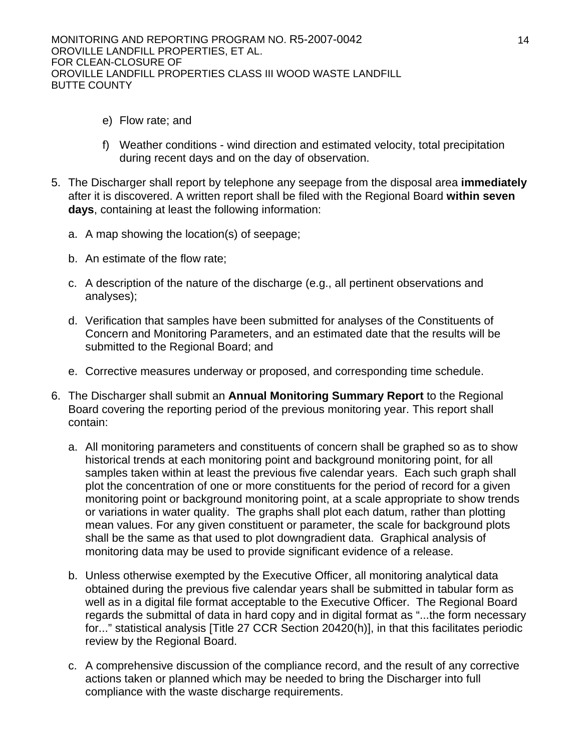e) Flow rate; and

f) Weather conditions - wind direction and estimated velocity, total precipitation during recent days and on the day of observation.

5. The Discharger shall report by telephone any seepage from the disposal area **immediately** after it is discovered. A written report shall be filed with the Regional Board **within seven days**, containing at least the following information:

   a. A map showing the location(s) of seepage;

   b. An estimate of the flow rate;

   c. A description of the nature of the discharge (e.g., all pertinent observations and analyses);

   d. Verification that samples have been submitted for analyses of the Constituents of Concern and Monitoring Parameters, and an estimated date that the results will be submitted to the Regional Board; and

   e. Corrective measures underway or proposed, and corresponding time schedule.

6. The Discharger shall submit an **Annual Monitoring Summary Report** to the Regional Board covering the reporting period of the previous monitoring year. This report shall contain:

   a. All monitoring parameters and constituents of concern shall be graphed so as to show historical trends at each monitoring point and background monitoring point, for all samples taken within at least the previous five calendar years. Each such graph shall plot the concentration of one or more constituents for the period of record for a given monitoring point or background monitoring point, at a scale appropriate to show trends or variations in water quality. The graphs shall plot each datum, rather than plotting mean values. For any given constituent or parameter, the scale for background plots shall be the same as that used to plot downgradient data. Graphical analysis of monitoring data may be used to provide significant evidence of a release.

   b. Unless otherwise exempted by the Executive Officer, all monitoring analytical data obtained during the previous five calendar years shall be submitted in tabular form as well as in a digital file format acceptable to the Executive Officer. The Regional Board regards the submittal of data in hard copy and in digital format as "...the form necessary for..." statistical analysis [Title 27 CCR Section 20420(h)], in that this facilitates periodic review by the Regional Board.

   c. A comprehensive discussion of the compliance record, and the result of any corrective actions taken or planned which may be needed to bring the Discharger into full compliance with the waste discharge requirements.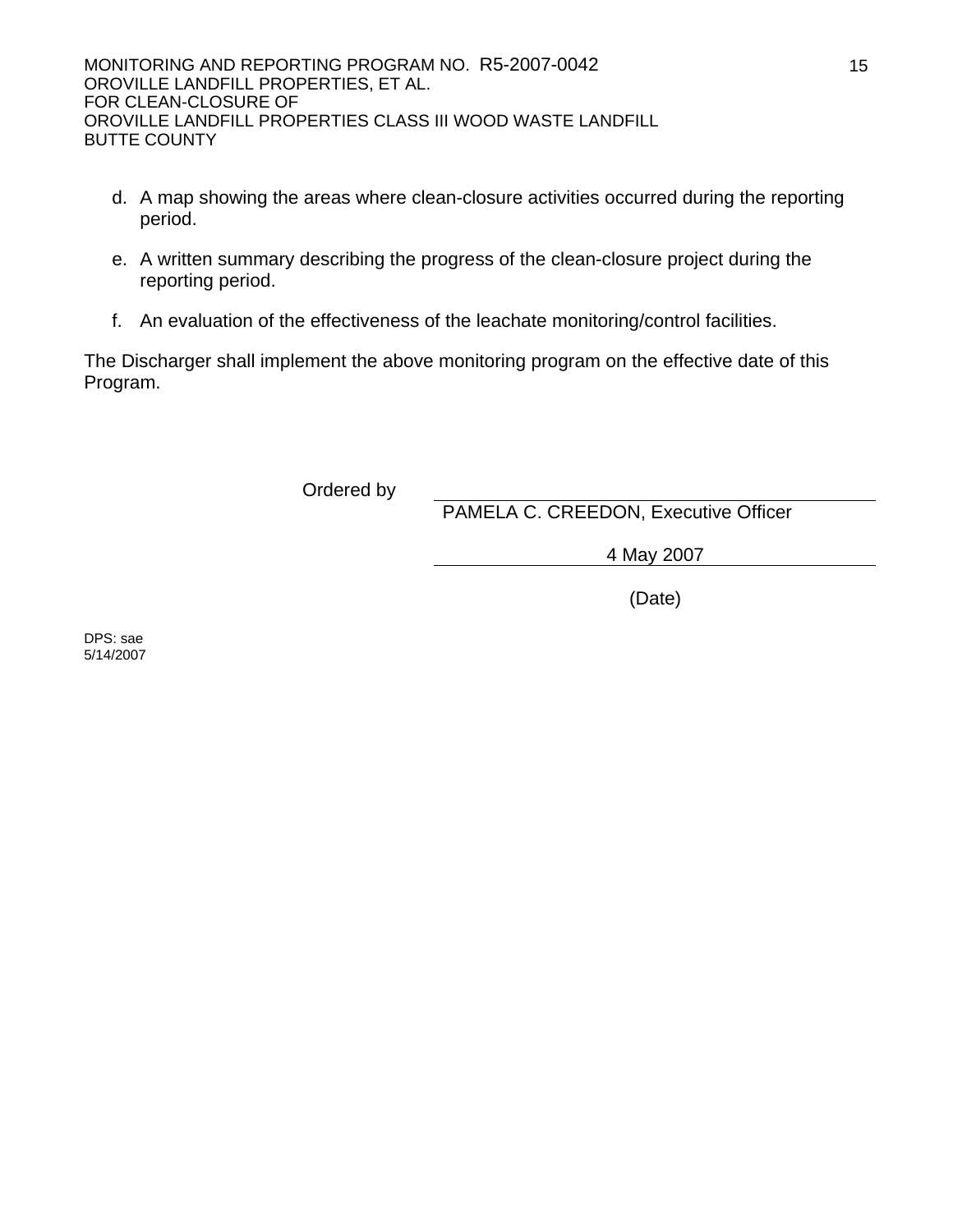d. A map showing the areas where clean-closure activities occurred during the reporting period.

e. A written summary describing the progress of the clean-closure project during the reporting period.

f. An evaluation of the effectiveness of the leachate monitoring/control facilities.

The Discharger shall implement the above monitoring program on the effective date of this Program.

Ordered by \_\_\_\_\_\_\_\_\_\_\_\_\_\_\_\_\_\_\_\_\_\_\_\_\_\_\_\_\_\_\_\_\_\_\_\_

PAMELA C. CREEDON, Executive Officer

4 May 2007

(Date)

DPS: sae
5/14/2007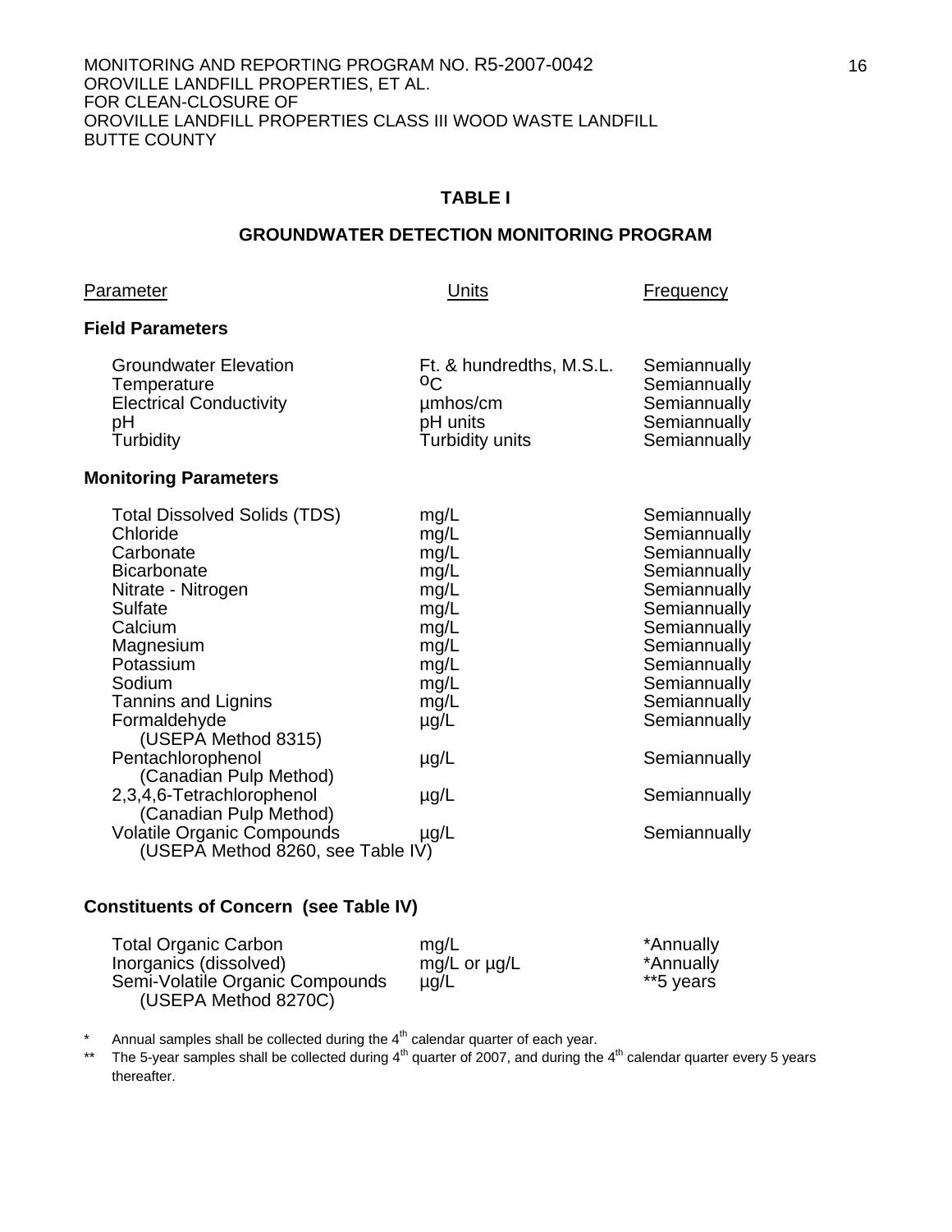## TABLE I

## GROUNDWATER DETECTION MONITORING PROGRAM

| Parameter | Units | Frequency |
|---|---|---|
| **Field Parameters** | | |
| Groundwater Elevation | Ft. & hundredths, M.S.L. | Semiannually |
| Temperature | $^{o}C$ | Semiannually |
| Electrical Conductivity | µmhos/cm | Semiannually |
| pH | pH units | Semiannually |
| Turbidity | Turbidity units | Semiannually |
| **Monitoring Parameters** | | |
| Total Dissolved Solids (TDS) | mg/L | Semiannually |
| Chloride | mg/L | Semiannually |
| Carbonate | mg/L | Semiannually |
| Bicarbonate | mg/L | Semiannually |
| Nitrate - Nitrogen | mg/L | Semiannually |
| Sulfate | mg/L | Semiannually |
| Calcium | mg/L | Semiannually |
| Magnesium | mg/L | Semiannually |
| Potassium | mg/L | Semiannually |
| Sodium | mg/L | Semiannually |
| Tannins and Lignins | mg/L | Semiannually |
| Formaldehyde (USEPA Method 8315) | µg/L | Semiannually |
| Pentachlorophenol (Canadian Pulp Method) | µg/L | Semiannually |
| 2,3,4,6-Tetrachlorophenol (Canadian Pulp Method) | µg/L | Semiannually |
| Volatile Organic Compounds (USEPA Method 8260, see Table IV) | µg/L | Semiannually |
| **Constituents of Concern (see Table IV)** | | |
| Total Organic Carbon | mg/L | *Annually |
| Inorganics (dissolved) | mg/L or µg/L | *Annually |
| Semi-Volatile Organic Compounds (USEPA Method 8270C) | µg/L | **5 years |

\* Annual samples shall be collected during the 4th calendar quarter of each year.

\** The 5-year samples shall be collected during 4th quarter of 2007, and during the 4th calendar quarter every 5 years thereafter.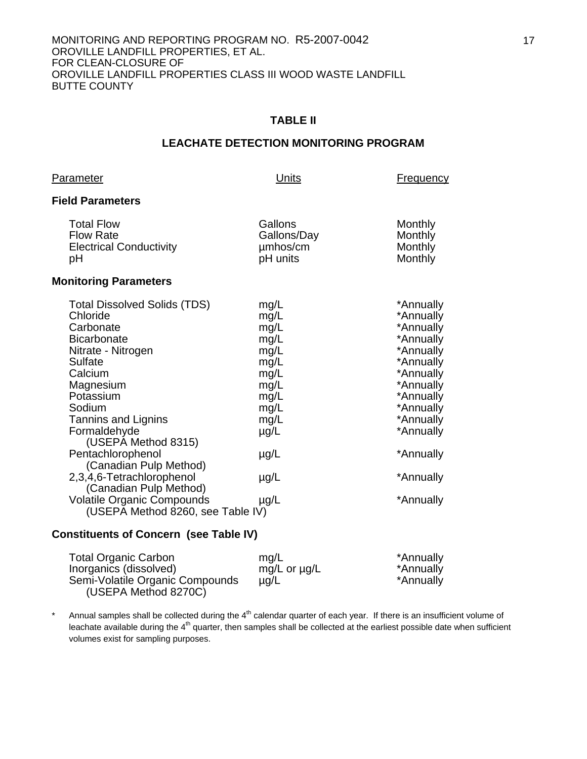## TABLE II

## LEACHATE DETECTION MONITORING PROGRAM

| Parameter | Units | Frequency |
|---|---|---|
| **Field Parameters** | | |
| Total Flow | Gallons | Monthly |
| Flow Rate | Gallons/Day | Monthly |
| Electrical Conductivity | µmhos/cm | Monthly |
| pH | pH units | Monthly |
| **Monitoring Parameters** | | |
| Total Dissolved Solids (TDS) | mg/L | *Annually |
| Chloride | mg/L | *Annually |
| Carbonate | mg/L | *Annually |
| Bicarbonate | mg/L | *Annually |
| Nitrate - Nitrogen | mg/L | *Annually |
| Sulfate | mg/L | *Annually |
| Calcium | mg/L | *Annually |
| Magnesium | mg/L | *Annually |
| Potassium | mg/L | *Annually |
| Sodium | mg/L | *Annually |
| Tannins and Lignins | mg/L | *Annually |
| Formaldehyde (USEPA Method 8315) | µg/L | *Annually |
| Pentachlorophenol (Canadian Pulp Method) | µg/L | *Annually |
| 2,3,4,6-Tetrachlorophenol (Canadian Pulp Method) | µg/L | *Annually |
| Volatile Organic Compounds (USEPA Method 8260, see Table IV) | µg/L | *Annually |
| **Constituents of Concern (see Table IV)** | | |
| Total Organic Carbon | mg/L | *Annually |
| Inorganics (dissolved) | mg/L or µg/L | *Annually |
| Semi-Volatile Organic Compounds (USEPA Method 8270C) | µg/L | *Annually |

\* Annual samples shall be collected during the 4th calendar quarter of each year. If there is an insufficient volume of leachate available during the 4th quarter, then samples shall be collected at the earliest possible date when sufficient volumes exist for sampling purposes.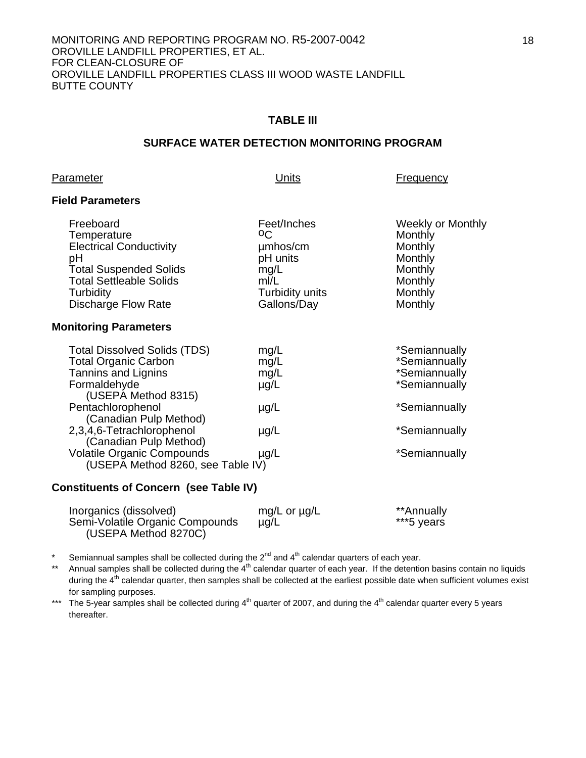## TABLE III

## SURFACE WATER DETECTION MONITORING PROGRAM

| Parameter | Units | Frequency |
|---|---|---|
| **Field Parameters** | | |
| Freeboard | Feet/Inches | Weekly or Monthly |
| Temperature | $^oC$ | Monthly |
| Electrical Conductivity | µmhos/cm | Monthly |
| pH | pH units | Monthly |
| Total Suspended Solids | mg/L | Monthly |
| Total Settleable Solids | ml/L | Monthly |
| Turbidity | Turbidity units | Monthly |
| Discharge Flow Rate | Gallons/Day | Monthly |
| **Monitoring Parameters** | | |
| Total Dissolved Solids (TDS) | mg/L | *Semiannually |
| Total Organic Carbon | mg/L | *Semiannually |
| Tannins and Lignins | mg/L | *Semiannually |
| Formaldehyde (USEPA Method 8315) | µg/L | *Semiannually |
| Pentachlorophenol (Canadian Pulp Method) | µg/L | *Semiannually |
| 2,3,4,6-Tetrachlorophenol (Canadian Pulp Method) | µg/L | *Semiannually |
| Volatile Organic Compounds (USEPA Method 8260, see Table IV) | µg/L | *Semiannually |
| **Constituents of Concern (see Table IV)** | | |
| Inorganics (dissolved) | mg/L or µg/L | **Annually |
| Semi-Volatile Organic Compounds (USEPA Method 8270C) | µg/L | ***5 years |

\* Semiannual samples shall be collected during the 2nd and 4th calendar quarters of each year.

\*\* Annual samples shall be collected during the 4th calendar quarter of each year. If the detention basins contain no liquids during the 4th calendar quarter, then samples shall be collected at the earliest possible date when sufficient volumes exist for sampling purposes.

\*\*\* The 5-year samples shall be collected during 4th quarter of 2007, and during the 4th calendar quarter every 5 years thereafter.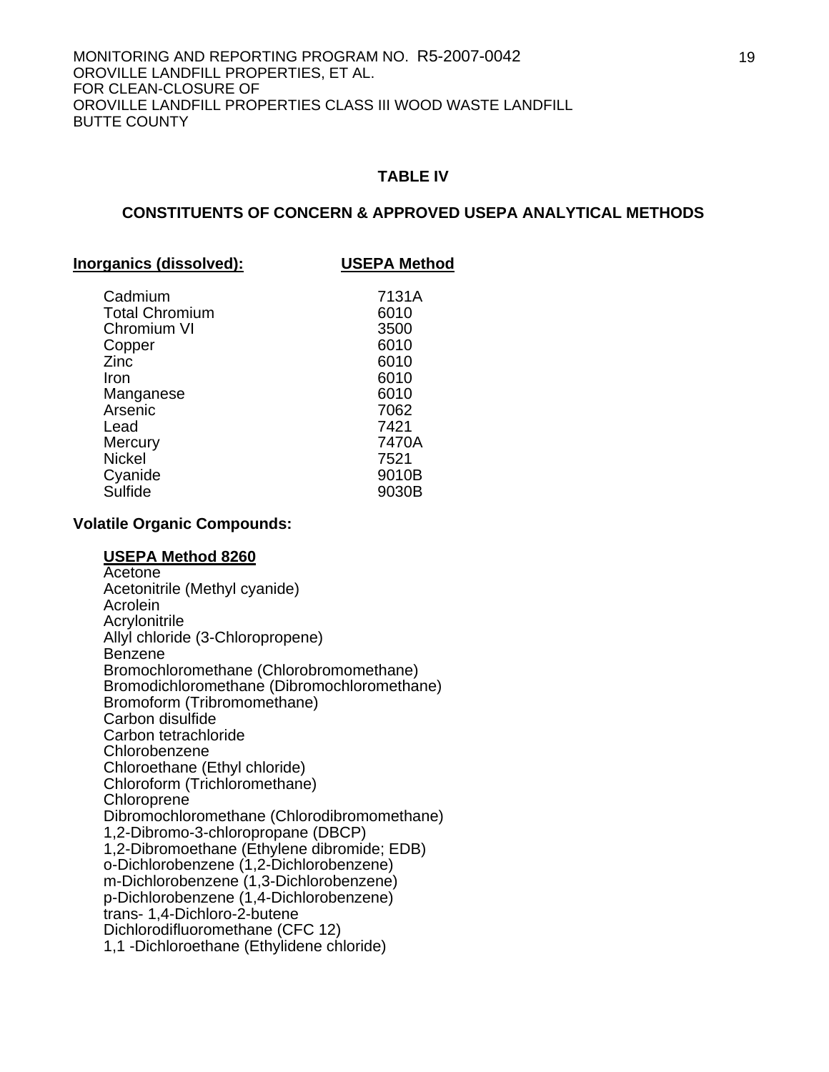## TABLE IV

### CONSTITUENTS OF CONCERN & APPROVED USEPA ANALYTICAL METHODS

| **Inorganics (dissolved):** | **USEPA Method** |
|---|---|
| Cadmium | 7131A |
| Total Chromium | 6010 |
| Chromium VI | 3500 |
| Copper | 6010 |
| Zinc | 6010 |
| Iron | 6010 |
| Manganese | 6010 |
| Arsenic | 7062 |
| Lead | 7421 |
| Mercury | 7470A |
| Nickel | 7521 |
| Cyanide | 9010B |
| Sulfide | 9030B |

**Volatile Organic Compounds:**

**USEPA Method 8260**

Acetone
Acetonitrile (Methyl cyanide)
Acrolein
Acrylonitrile
Allyl chloride (3-Chloropropene)
Benzene
Bromochloromethane (Chlorobromomethane)
Bromodichloromethane (Dibromochloromethane)
Bromoform (Tribromomethane)
Carbon disulfide
Carbon tetrachloride
Chlorobenzene
Chloroethane (Ethyl chloride)
Chloroform (Trichloromethane)
Chloroprene
Dibromochloromethane (Chlorodibromomethane)
1,2-Dibromo-3-chloropropane (DBCP)
1,2-Dibromoethane (Ethylene dibromide; EDB)
o-Dichlorobenzene (1,2-Dichlorobenzene)
m-Dichlorobenzene (1,3-Dichlorobenzene)
p-Dichlorobenzene (1,4-Dichlorobenzene)
trans- 1,4-Dichloro-2-butene
Dichlorodifluoromethane (CFC 12)
1,1 -Dichloroethane (Ethylidene chloride)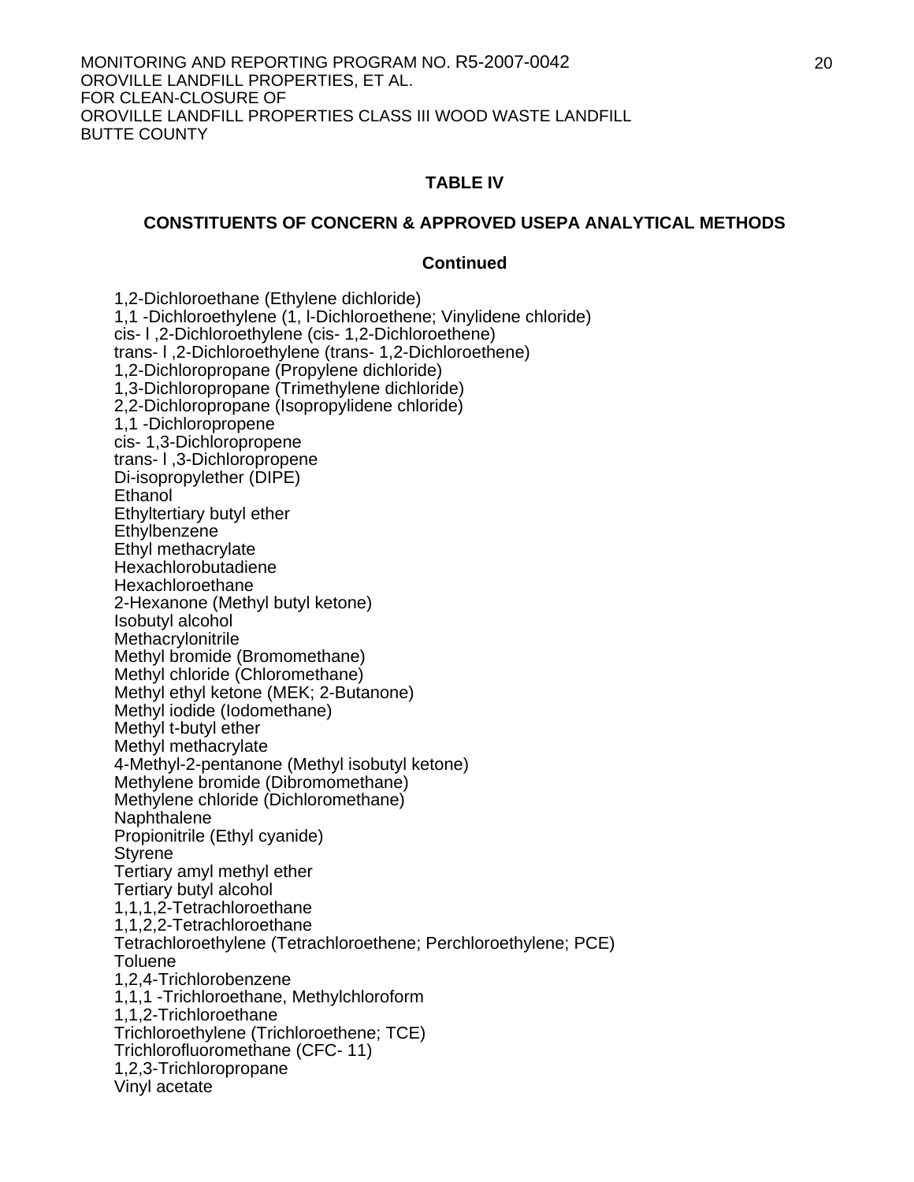## TABLE IV

### CONSTITUENTS OF CONCERN & APPROVED USEPA ANALYTICAL METHODS

**Continued**

1,2-Dichloroethane (Ethylene dichloride)
1,1 -Dichloroethylene (1, l-Dichloroethene; Vinylidene chloride)
cis- l ,2-Dichloroethylene (cis- 1,2-Dichloroethene)
trans- l ,2-Dichloroethylene (trans- 1,2-Dichloroethene)
1,2-Dichloropropane (Propylene dichloride)
1,3-Dichloropropane (Trimethylene dichloride)
2,2-Dichloropropane (Isopropylidene chloride)
1,1 -Dichloropropene
cis- 1,3-Dichloropropene
trans- l ,3-Dichloropropene
Di-isopropylether (DIPE)
Ethanol
Ethyltertiary butyl ether
Ethylbenzene
Ethyl methacrylate
Hexachlorobutadiene
Hexachloroethane
2-Hexanone (Methyl butyl ketone)
Isobutyl alcohol
Methacrylonitrile
Methyl bromide (Bromomethane)
Methyl chloride (Chloromethane)
Methyl ethyl ketone (MEK; 2-Butanone)
Methyl iodide (Iodomethane)
Methyl t-butyl ether
Methyl methacrylate
4-Methyl-2-pentanone (Methyl isobutyl ketone)
Methylene bromide (Dibromomethane)
Methylene chloride (Dichloromethane)
Naphthalene
Propionitrile (Ethyl cyanide)
Styrene
Tertiary amyl methyl ether
Tertiary butyl alcohol
1,1,1,2-Tetrachloroethane
1,1,2,2-Tetrachloroethane
Tetrachloroethylene (Tetrachloroethene; Perchloroethylene; PCE)
Toluene
1,2,4-Trichlorobenzene
1,1,1 -Trichloroethane, Methylchloroform
1,1,2-Trichloroethane
Trichloroethylene (Trichloroethene; TCE)
Trichlorofluoromethane (CFC- 11)
1,2,3-Trichloropropane
Vinyl acetate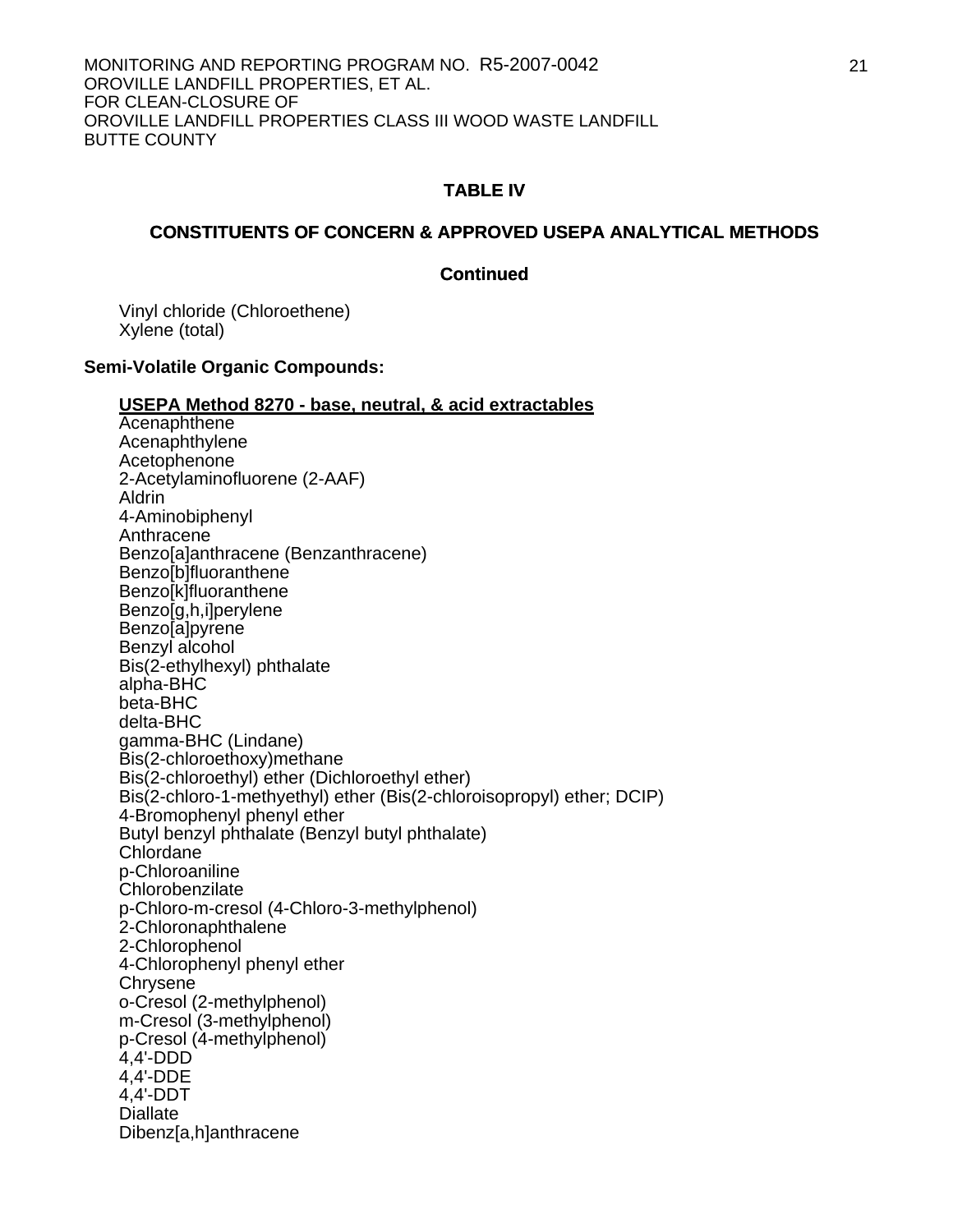**TABLE IV**

**CONSTITUENTS OF CONCERN & APPROVED USEPA ANALYTICAL METHODS**

**Continued**

Vinyl chloride (Chloroethene)
Xylene (total)

**Semi-Volatile Organic Compounds:**

**USEPA Method 8270 - base, neutral, & acid extractables**

Acenaphthene
Acenaphthylene
Acetophenone
2-Acetylaminofluorene (2-AAF)
Aldrin
4-Aminobiphenyl
Anthracene
Benzo[a]anthracene (Benzanthracene)
Benzo[b]fluoranthene
Benzo[k]fluoranthene
Benzo[g,h,i]perylene
Benzo[a]pyrene
Benzyl alcohol
Bis(2-ethylhexyl) phthalate
alpha-BHC
beta-BHC
delta-BHC
gamma-BHC (Lindane)
Bis(2-chloroethoxy)methane
Bis(2-chloroethyl) ether (Dichloroethyl ether)
Bis(2-chloro-1-methyethyl) ether (Bis(2-chloroisopropyl) ether; DCIP)
4-Bromophenyl phenyl ether
Butyl benzyl phthalate (Benzyl butyl phthalate)
Chlordane
p-Chloroaniline
Chlorobenzilate
p-Chloro-m-cresol (4-Chloro-3-methylphenol)
2-Chloronaphthalene
2-Chlorophenol
4-Chlorophenyl phenyl ether
Chrysene
o-Cresol (2-methylphenol)
m-Cresol (3-methylphenol)
p-Cresol (4-methylphenol)
4,4'-DDD
4,4'-DDE
4,4'-DDT
Diallate
Dibenz[a,h]anthracene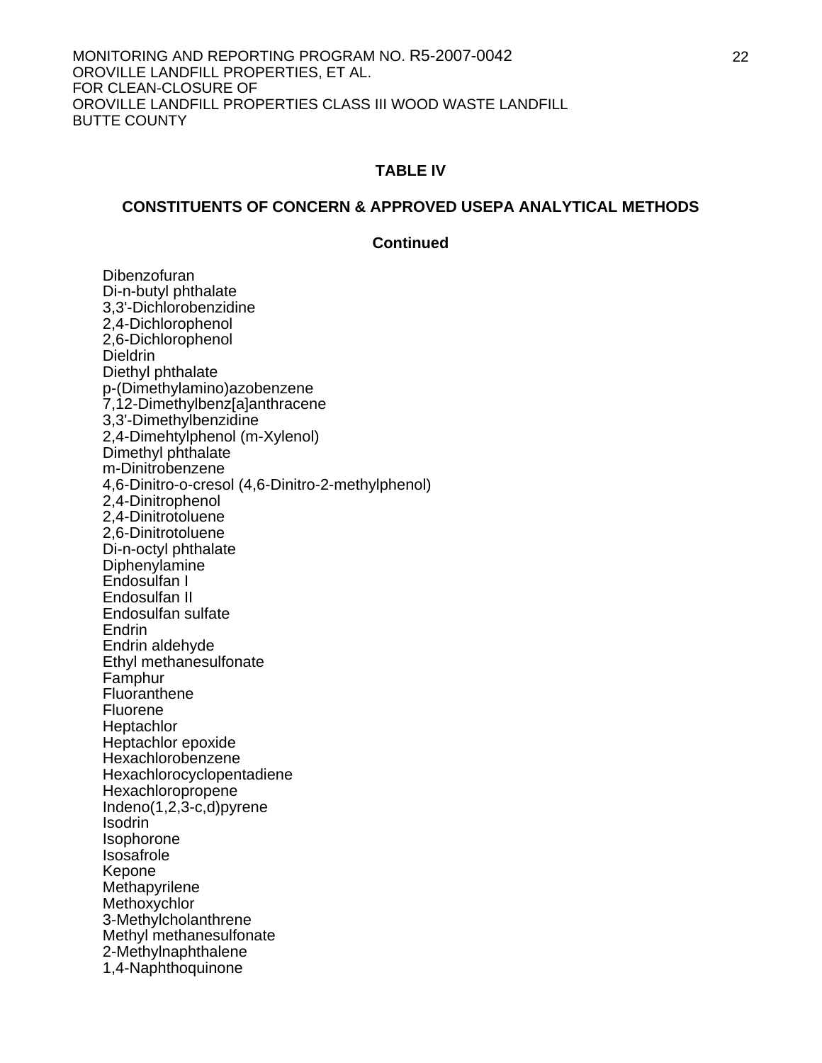### TABLE IV

### CONSTITUENTS OF CONCERN & APPROVED USEPA ANALYTICAL METHODS

**Continued**

Dibenzofuran
Di-n-butyl phthalate
3,3'-Dichlorobenzidine
2,4-Dichlorophenol
2,6-Dichlorophenol
Dieldrin
Diethyl phthalate
p-(Dimethylamino)azobenzene
7,12-Dimethylbenz[a]anthracene
3,3'-Dimethylbenzidine
2,4-Dimehtylphenol (m-Xylenol)
Dimethyl phthalate
m-Dinitrobenzene
4,6-Dinitro-o-cresol (4,6-Dinitro-2-methylphenol)
2,4-Dinitrophenol
2,4-Dinitrotoluene
2,6-Dinitrotoluene
Di-n-octyl phthalate
Diphenylamine
Endosulfan I
Endosulfan II
Endosulfan sulfate
Endrin
Endrin aldehyde
Ethyl methanesulfonate
Famphur
Fluoranthene
Fluorene
Heptachlor
Heptachlor epoxide
Hexachlorobenzene
Hexachlorocyclopentadiene
Hexachloropropene
Indeno(1,2,3-c,d)pyrene
Isodrin
Isophorone
Isosafrole
Kepone
Methapyrilene
Methoxychlor
3-Methylcholanthrene
Methyl methanesulfonate
2-Methylnaphthalene
1,4-Naphthoquinone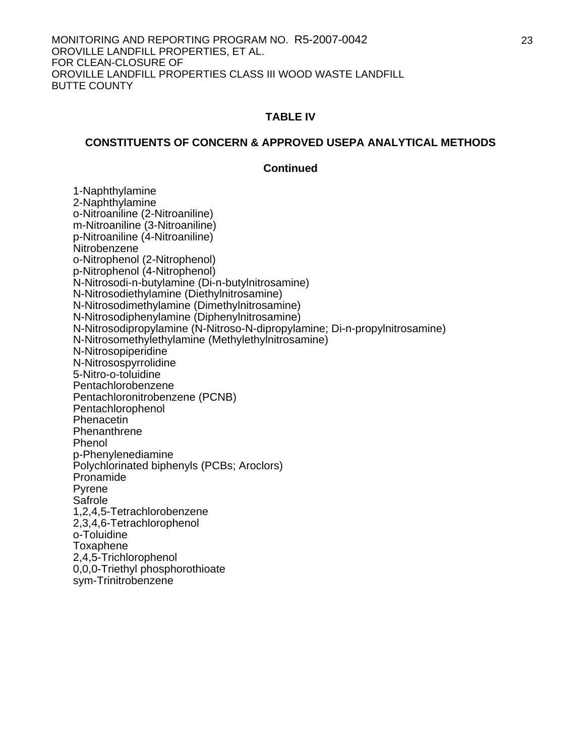**TABLE IV**

**CONSTITUENTS OF CONCERN & APPROVED USEPA ANALYTICAL METHODS**

**Continued**

1-Naphthylamine
2-Naphthylamine
o-Nitroaniline (2-Nitroaniline)
m-Nitroaniline (3-Nitroaniline)
p-Nitroaniline (4-Nitroaniline)
Nitrobenzene
o-Nitrophenol (2-Nitrophenol)
p-Nitrophenol (4-Nitrophenol)
N-Nitrosodi-n-butylamine (Di-n-butylnitrosamine)
N-Nitrosodiethylamine (Diethylnitrosamine)
N-Nitrosodimethylamine (Dimethylnitrosamine)
N-Nitrosodiphenylamine (Diphenylnitrosamine)
N-Nitrosodipropylamine (N-Nitroso-N-dipropylamine; Di-n-propylnitrosamine)
N-Nitrosomethylethylamine (Methylethylnitrosamine)
N-Nitrosopiperidine
N-Nitrosospyrrolidine
5-Nitro-o-toluidine
Pentachlorobenzene
Pentachloronitrobenzene (PCNB)
Pentachlorophenol
Phenacetin
Phenanthrene
Phenol
p-Phenylenediamine
Polychlorinated biphenyls (PCBs; Aroclors)
Pronamide
Pyrene
Safrole
1,2,4,5-Tetrachlorobenzene
2,3,4,6-Tetrachlorophenol
o-Toluidine
Toxaphene
2,4,5-Trichlorophenol
0,0,0-Triethyl phosphorothioate
sym-Trinitrobenzene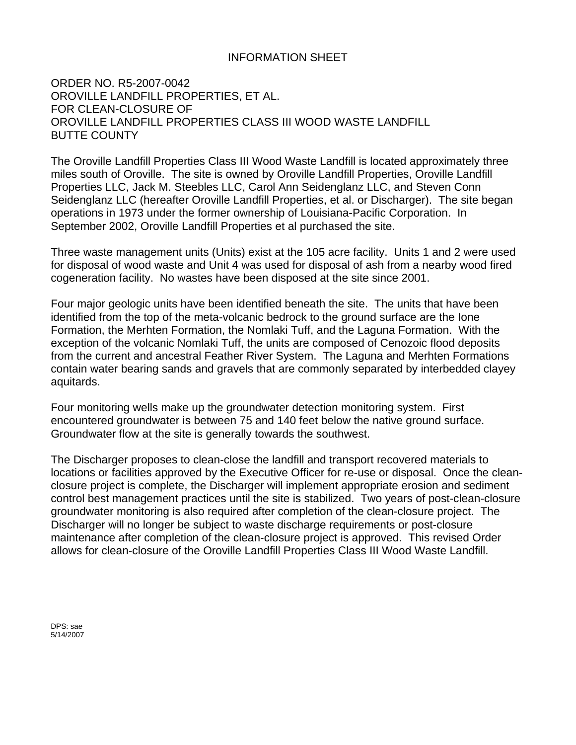# INFORMATION SHEET

ORDER NO. R5-2007-0042
OROVILLE LANDFILL PROPERTIES, ET AL.
FOR CLEAN-CLOSURE OF
OROVILLE LANDFILL PROPERTIES CLASS III WOOD WASTE LANDFILL
BUTTE COUNTY

The Oroville Landfill Properties Class III Wood Waste Landfill is located approximately three miles south of Oroville. The site is owned by Oroville Landfill Properties, Oroville Landfill Properties LLC, Jack M. Steebles LLC, Carol Ann Seidenglanz LLC, and Steven Conn Seidenglanz LLC (hereafter Oroville Landfill Properties, et al. or Discharger). The site began operations in 1973 under the former ownership of Louisiana-Pacific Corporation. In September 2002, Oroville Landfill Properties et al purchased the site.

Three waste management units (Units) exist at the 105 acre facility. Units 1 and 2 were used for disposal of wood waste and Unit 4 was used for disposal of ash from a nearby wood fired cogeneration facility. No wastes have been disposed at the site since 2001.

Four major geologic units have been identified beneath the site. The units that have been identified from the top of the meta-volcanic bedrock to the ground surface are the Ione Formation, the Merhten Formation, the Nomlaki Tuff, and the Laguna Formation. With the exception of the volcanic Nomlaki Tuff, the units are composed of Cenozoic flood deposits from the current and ancestral Feather River System. The Laguna and Merhten Formations contain water bearing sands and gravels that are commonly separated by interbedded clayey aquitards.

Four monitoring wells make up the groundwater detection monitoring system. First encountered groundwater is between 75 and 140 feet below the native ground surface. Groundwater flow at the site is generally towards the southwest.

The Discharger proposes to clean-close the landfill and transport recovered materials to locations or facilities approved by the Executive Officer for re-use or disposal. Once the clean-closure project is complete, the Discharger will implement appropriate erosion and sediment control best management practices until the site is stabilized. Two years of post-clean-closure groundwater monitoring is also required after completion of the clean-closure project. The Discharger will no longer be subject to waste discharge requirements or post-closure maintenance after completion of the clean-closure project is approved. This revised Order allows for clean-closure of the Oroville Landfill Properties Class III Wood Waste Landfill.

DPS: sae
5/14/2007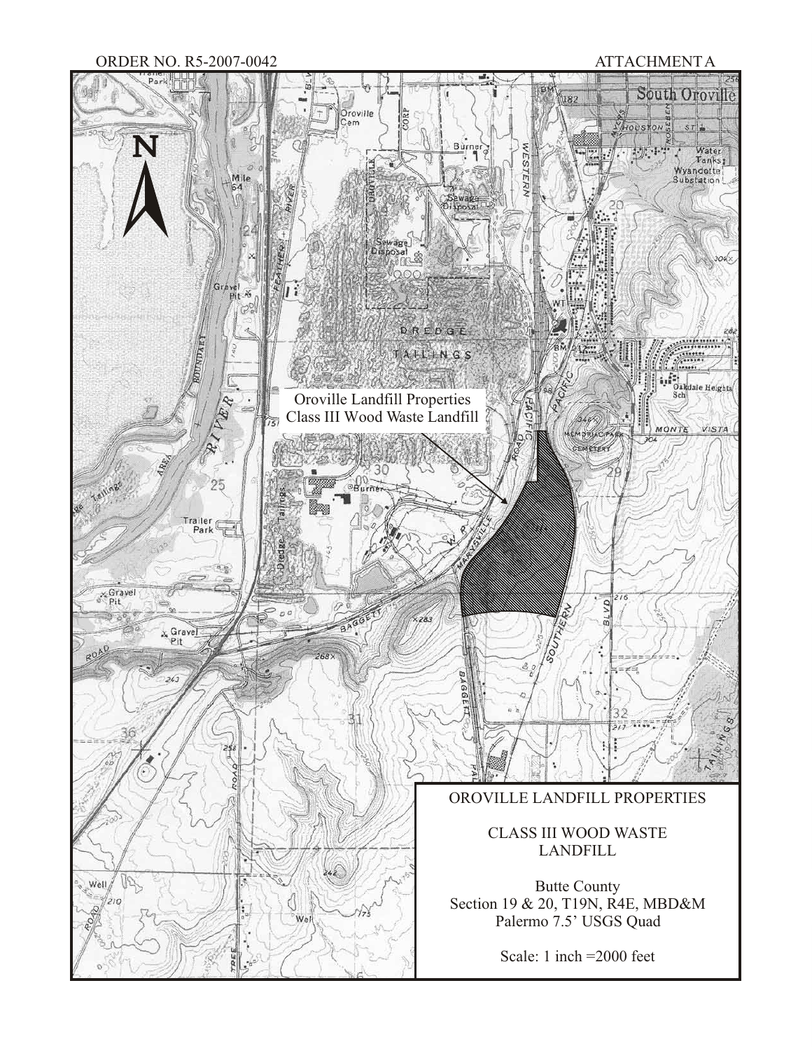ORDER NO. R5-2007-0042

ATTACHMENT A

Oroville Landfill Properties
Class III Wood Waste Landfill

OROVILLE LANDFILL PROPERTIES

CLASS III WOOD WASTE LANDFILL

Butte County
Section 19 & 20, T19N, R4E, MBD&M
Palermo 7.5' USGS Quad

Scale: 1 inch =2000 feet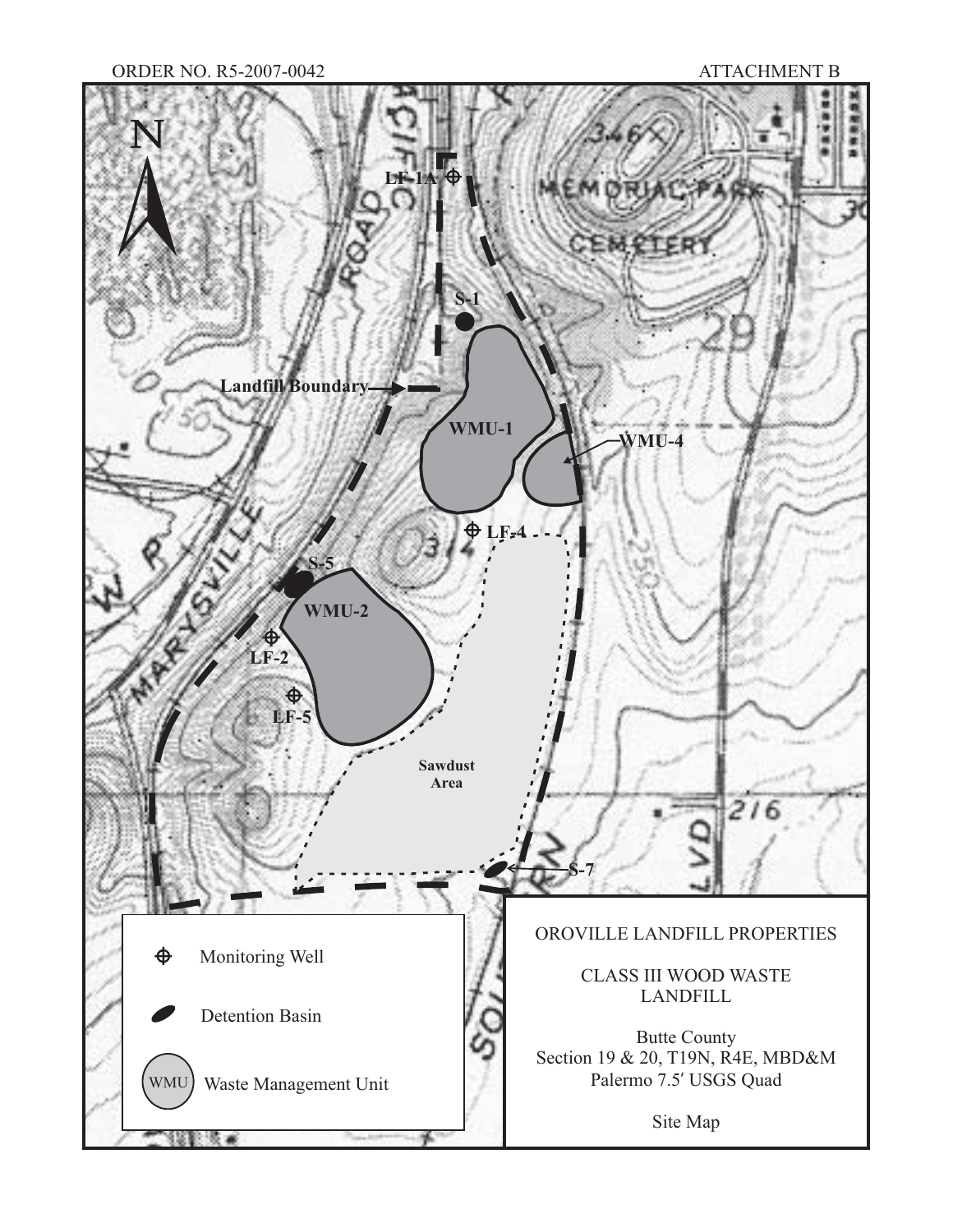ORDER NO. R5-2007-0042

ATTACHMENT B

N

LF-1A

S-1

Landfill Boundary

WMU-1

WMU-4

LF-4

S-5

WMU-2

LF-2

LF-5

Sawdust Area

S-7

MARYSVILLE ROAD

PACIFIC

MEMORIAL PARK CEMETERY

346

29

314

250

216

Monitoring Well

Detention Basin

WMU Waste Management Unit

OROVILLE LANDFILL PROPERTIES

CLASS III WOOD WASTE LANDFILL

Butte County
Section 19 & 20, T19N, R4E, MBD&M
Palermo 7.5′ USGS Quad

Site Map